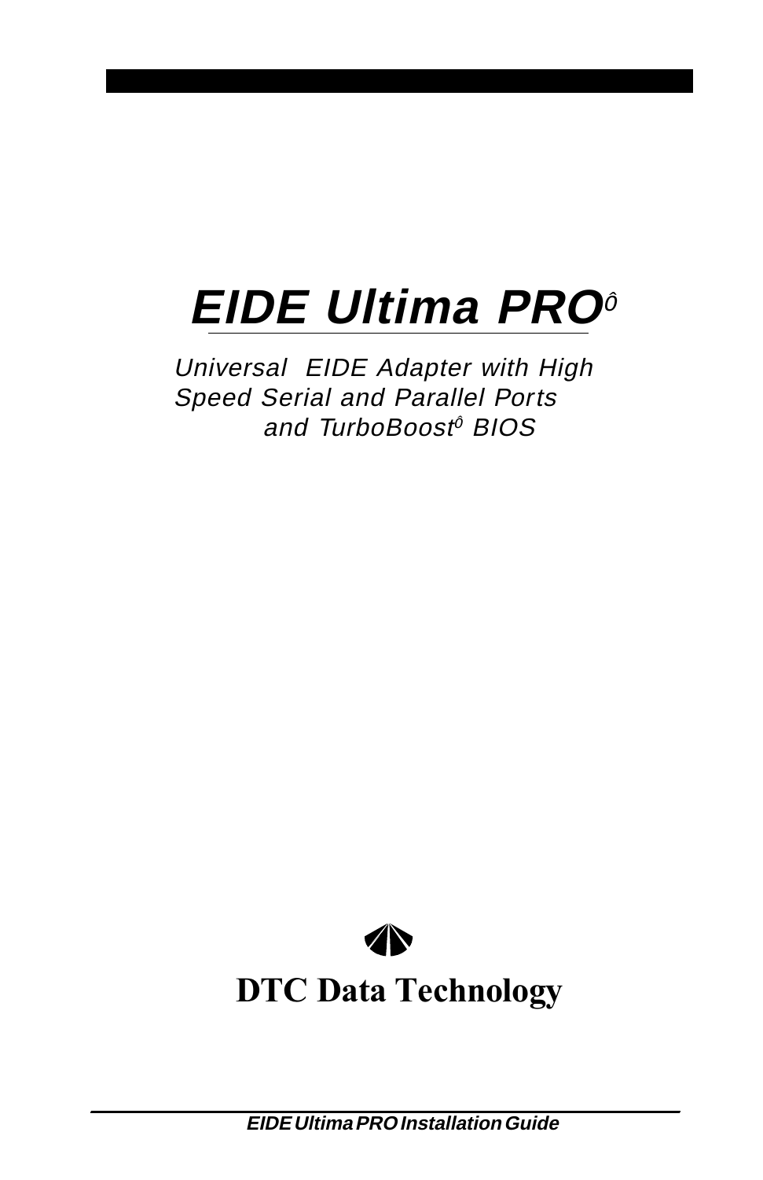# EIDE Ultima PRO™

*Universal EIDE Adapter with High Speed Serial and Parallel Ports and TurboBoost™ BIOS*

**DTC Data Technology**

**EIDE Ultima PRO Installation Guide**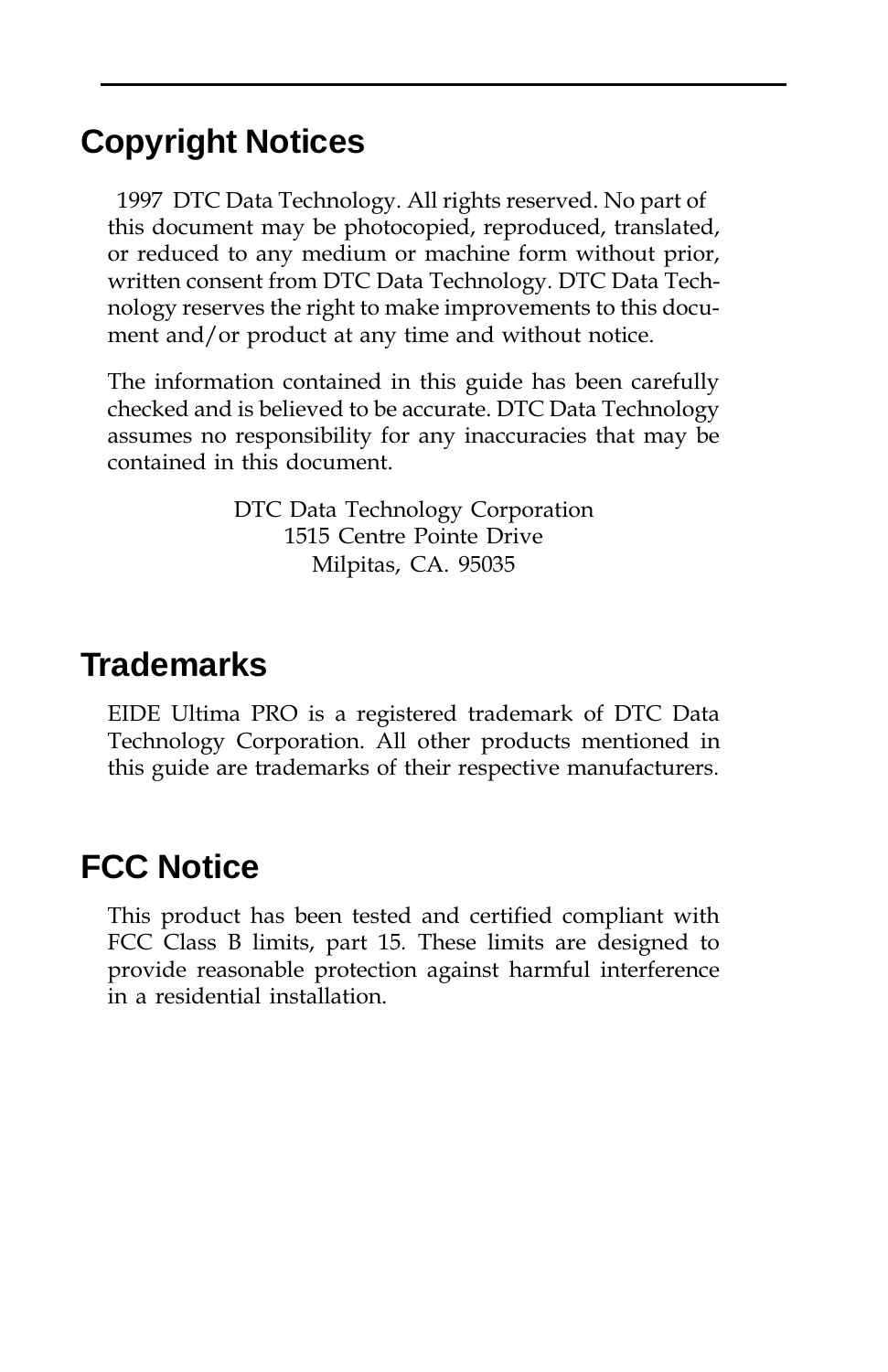## Copyright Notices

1997 DTC Data Technology. All rights reserved. No part of this document may be photocopied, reproduced, translated, or reduced to any medium or machine form without prior, written consent from DTC Data Technology. DTC Data Technology reserves the right to make improvements to this document and/or product at any time and without notice.

The information contained in this guide has been carefully checked and is believed to be accurate. DTC Data Technology assumes no responsibility for any inaccuracies that may be contained in this document.

DTC Data Technology Corporation
1515 Centre Pointe Drive
Milpitas, CA. 95035

## Trademarks

EIDE Ultima PRO is a registered trademark of DTC Data Technology Corporation. All other products mentioned in this guide are trademarks of their respective manufacturers.

## FCC Notice

This product has been tested and certified compliant with FCC Class B limits, part 15. These limits are designed to provide reasonable protection against harmful interference in a residential installation.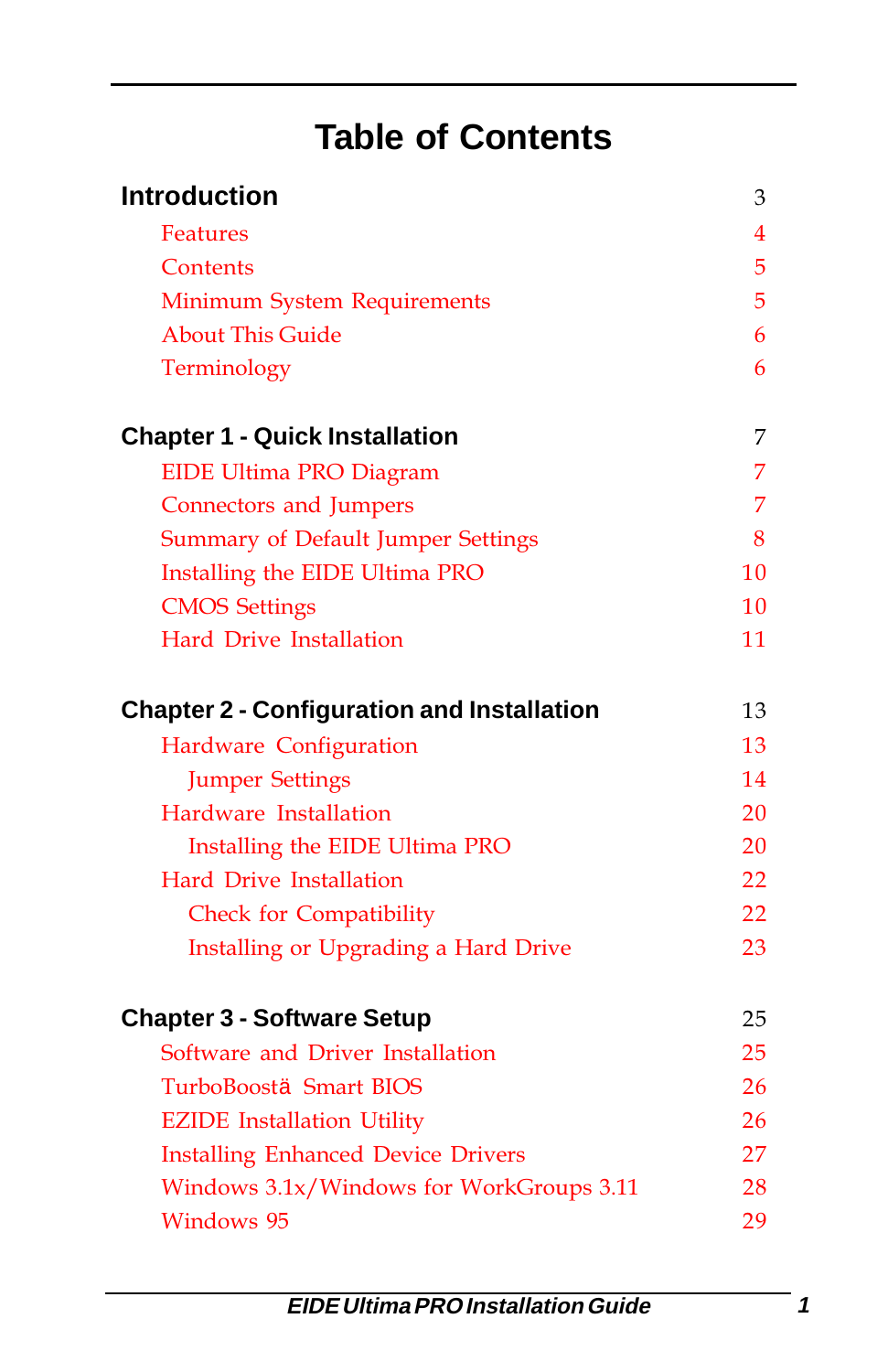# Table of Contents

| | |
|---|---|
| **Introduction** | 3 |
| Features | 4 |
| Contents | 5 |
| Minimum System Requirements | 5 |
| About This Guide | 6 |
| Terminology | 6 |
| **Chapter 1 - Quick Installation** | 7 |
| EIDE Ultima PRO Diagram | 7 |
| Connectors and Jumpers | 7 |
| Summary of Default Jumper Settings | 8 |
| Installing the EIDE Ultima PRO | 10 |
| CMOS Settings | 10 |
| Hard Drive Installation | 11 |
| **Chapter 2 - Configuration and Installation** | 13 |
| Hardware Configuration | 13 |
| Jumper Settings | 14 |
| Hardware Installation | 20 |
| Installing the EIDE Ultima PRO | 20 |
| Hard Drive Installation | 22 |
| Check for Compatibility | 22 |
| Installing or Upgrading a Hard Drive | 23 |
| **Chapter 3 - Software Setup** | 25 |
| Software and Driver Installation | 25 |
| TurboBoostä Smart BIOS | 26 |
| EZIDE Installation Utility | 26 |
| Installing Enhanced Device Drivers | 27 |
| Windows 3.1x/Windows for WorkGroups 3.11 | 28 |
| Windows 95 | 29 |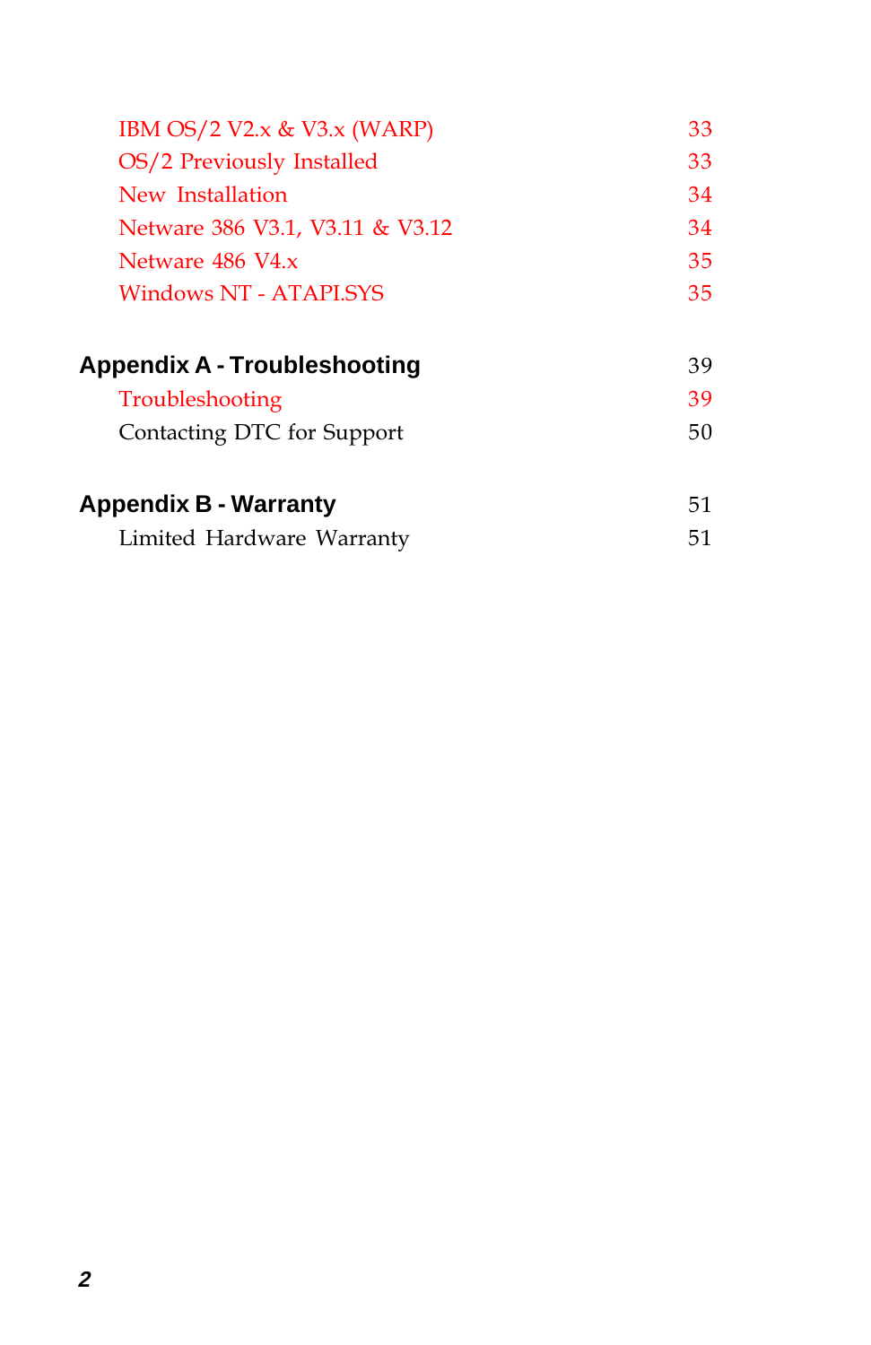| | |
|---|---|
| IBM OS/2 V2.x & V3.x (WARP) | 33 |
| OS/2 Previously Installed | 33 |
| New Installation | 34 |
| Netware 386 V3.1, V3.11 & V3.12 | 34 |
| Netware 486 V4.x | 35 |
| Windows NT - ATAPI.SYS | 35 |
| **Appendix A - Troubleshooting** | 39 |
| Troubleshooting | 39 |
| Contacting DTC for Support | 50 |
| **Appendix B - Warranty** | 51 |
| Limited Hardware Warranty | 51 |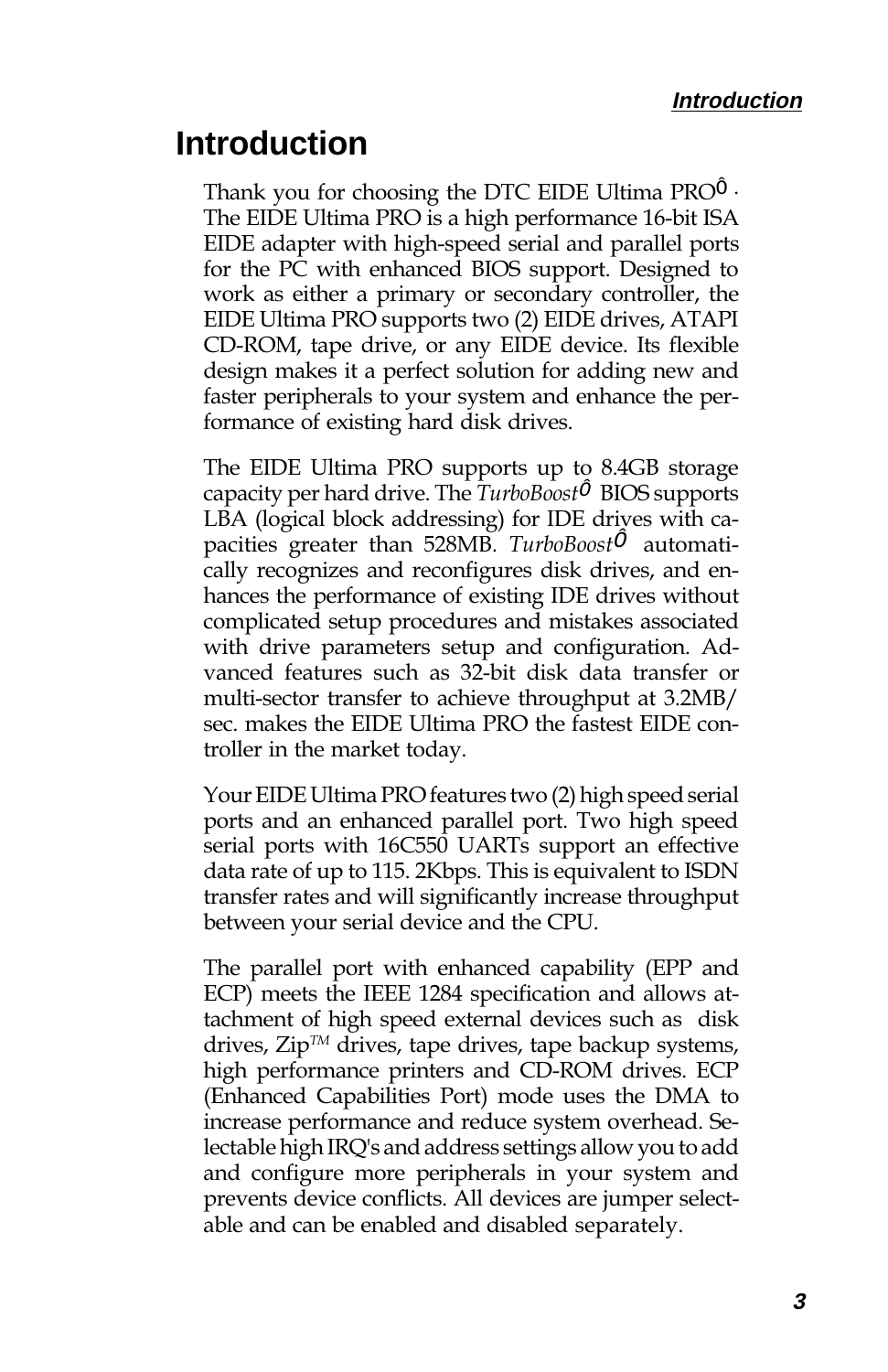# Introduction

Thank you for choosing the DTC EIDE Ultima PROÔ. The EIDE Ultima PRO is a high performance 16-bit ISA EIDE adapter with high-speed serial and parallel ports for the PC with enhanced BIOS support. Designed to work as either a primary or secondary controller, the EIDE Ultima PRO supports two (2) EIDE drives, ATAPI CD-ROM, tape drive, or any EIDE device. Its flexible design makes it a perfect solution for adding new and faster peripherals to your system and enhance the performance of existing hard disk drives.

The EIDE Ultima PRO supports up to 8.4GB storage capacity per hard drive. The *TurboBoost*Ô BIOS supports LBA (logical block addressing) for IDE drives with capacities greater than 528MB. *TurboBoost*Ô automatically recognizes and reconfigures disk drives, and enhances the performance of existing IDE drives without complicated setup procedures and mistakes associated with drive parameters setup and configuration. Advanced features such as 32-bit disk data transfer or multi-sector transfer to achieve throughput at 3.2MB/sec. makes the EIDE Ultima PRO the fastest EIDE controller in the market today.

Your EIDE Ultima PRO features two (2) high speed serial ports and an enhanced parallel port. Two high speed serial ports with 16C550 UARTs support an effective data rate of up to 115. 2Kbps. This is equivalent to ISDN transfer rates and will significantly increase throughput between your serial device and the CPU.

The parallel port with enhanced capability (EPP and ECP) meets the IEEE 1284 specification and allows attachment of high speed external devices such as disk drives, Zip™ drives, tape drives, tape backup systems, high performance printers and CD-ROM drives. ECP (Enhanced Capabilities Port) mode uses the DMA to increase performance and reduce system overhead. Selectable high IRQ's and address settings allow you to add and configure more peripherals in your system and prevents device conflicts. All devices are jumper selectable and can be enabled and disabled separately.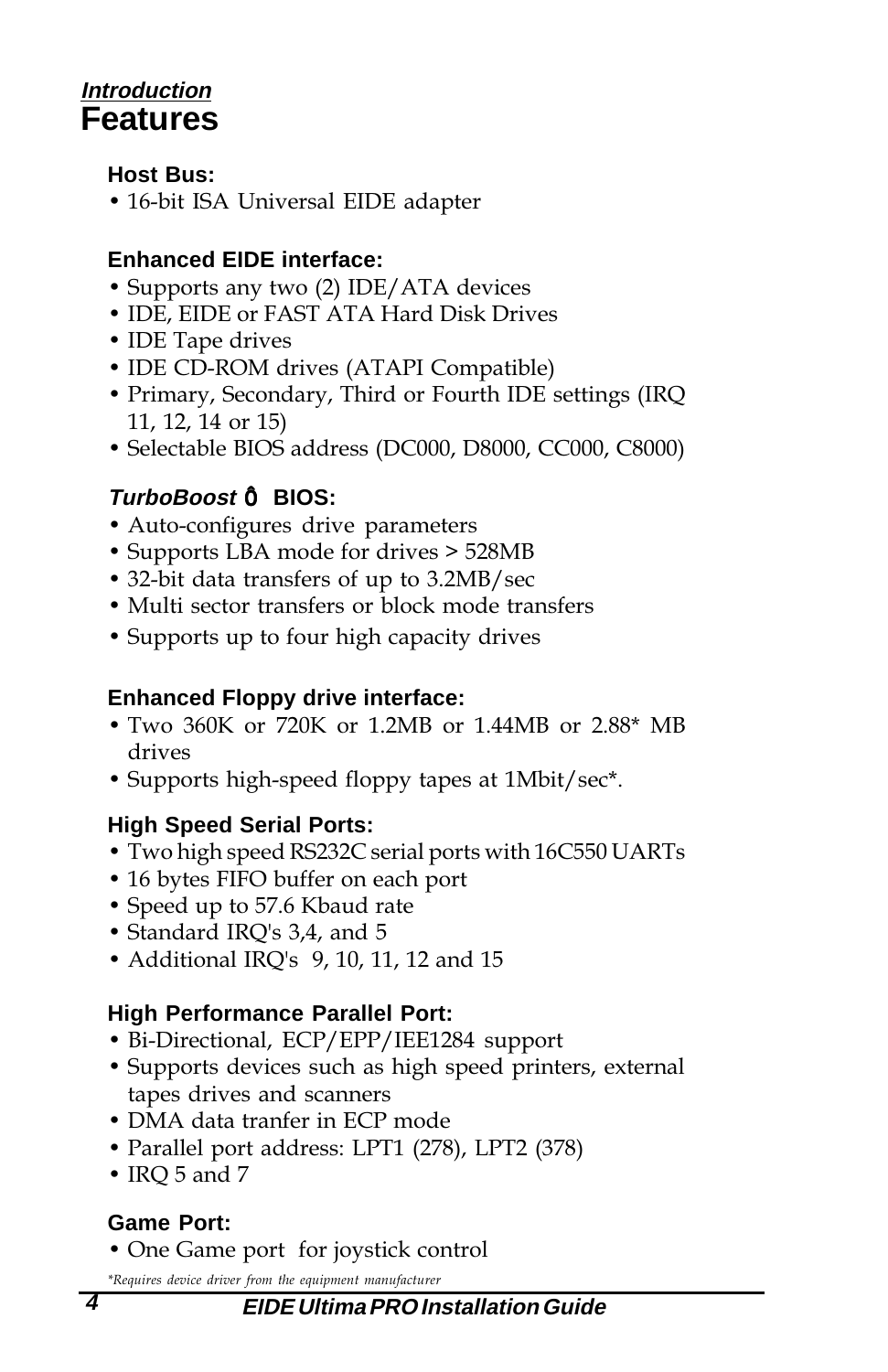*Introduction*

# Features

### Host Bus:

- 16-bit ISA Universal EIDE adapter

### Enhanced EIDE interface:

- Supports any two (2) IDE/ATA devices
- IDE, EIDE or FAST ATA Hard Disk Drives
- IDE Tape drives
- IDE CD-ROM drives (ATAPI Compatible)
- Primary, Secondary, Third or Fourth IDE settings (IRQ 11, 12, 14 or 15)
- Selectable BIOS address (DC000, D8000, CC000, C8000)

### *TurboBoost* ™ BIOS:

- Auto-configures drive parameters
- Supports LBA mode for drives > 528MB
- 32-bit data transfers of up to 3.2MB/sec
- Multi sector transfers or block mode transfers
- Supports up to four high capacity drives

### Enhanced Floppy drive interface:

- Two 360K or 720K or 1.2MB or 1.44MB or 2.88* MB drives
- Supports high-speed floppy tapes at 1Mbit/sec*.

### High Speed Serial Ports:

- Two high speed RS232C serial ports with 16C550 UARTs
- 16 bytes FIFO buffer on each port
- Speed up to 57.6 Kbaud rate
- Standard IRQ's 3,4, and 5
- Additional IRQ's 9, 10, 11, 12 and 15

### High Performance Parallel Port:

- Bi-Directional, ECP/EPP/IEE1284 support
- Supports devices such as high speed printers, external tapes drives and scanners
- DMA data tranfer in ECP mode
- Parallel port address: LPT1 (278), LPT2 (378)
- IRQ 5 and 7

### Game Port:

- One Game port for joystick control

*\*Requires device driver from the equipment manufacturer*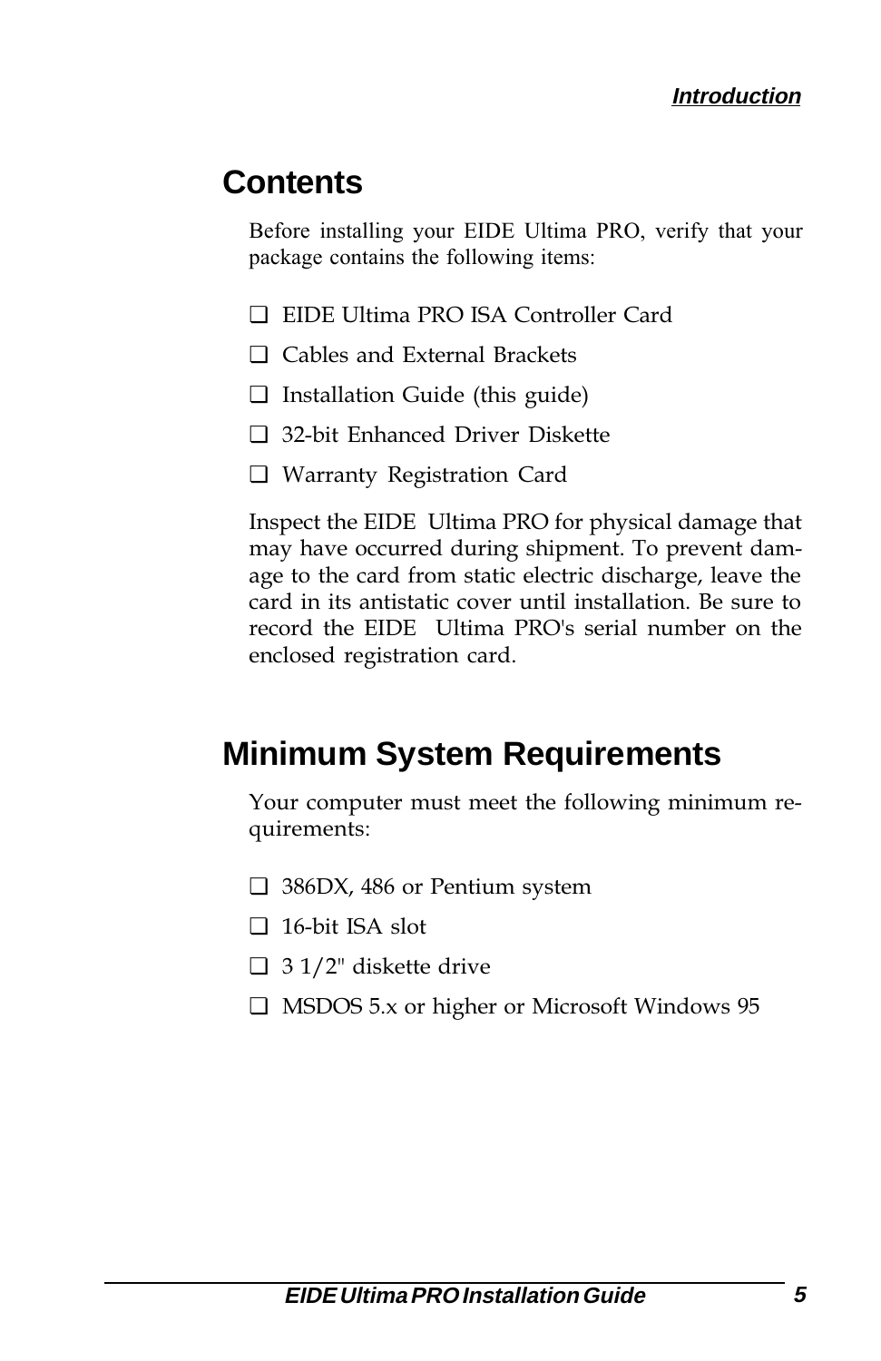## Contents

Before installing your EIDE Ultima PRO, verify that your package contains the following items:

- ❑ EIDE Ultima PRO ISA Controller Card
- ❑ Cables and External Brackets
- ❑ Installation Guide (this guide)
- ❑ 32-bit Enhanced Driver Diskette
- ❑ Warranty Registration Card

Inspect the EIDE Ultima PRO for physical damage that may have occurred during shipment. To prevent damage to the card from static electric discharge, leave the card in its antistatic cover until installation. Be sure to record the EIDE Ultima PRO's serial number on the enclosed registration card.

## Minimum System Requirements

Your computer must meet the following minimum requirements:

- ❑ 386DX, 486 or Pentium system
- ❑ 16-bit ISA slot
- ❑ 3 1/2" diskette drive
- ❑ MSDOS 5.x or higher or Microsoft Windows 95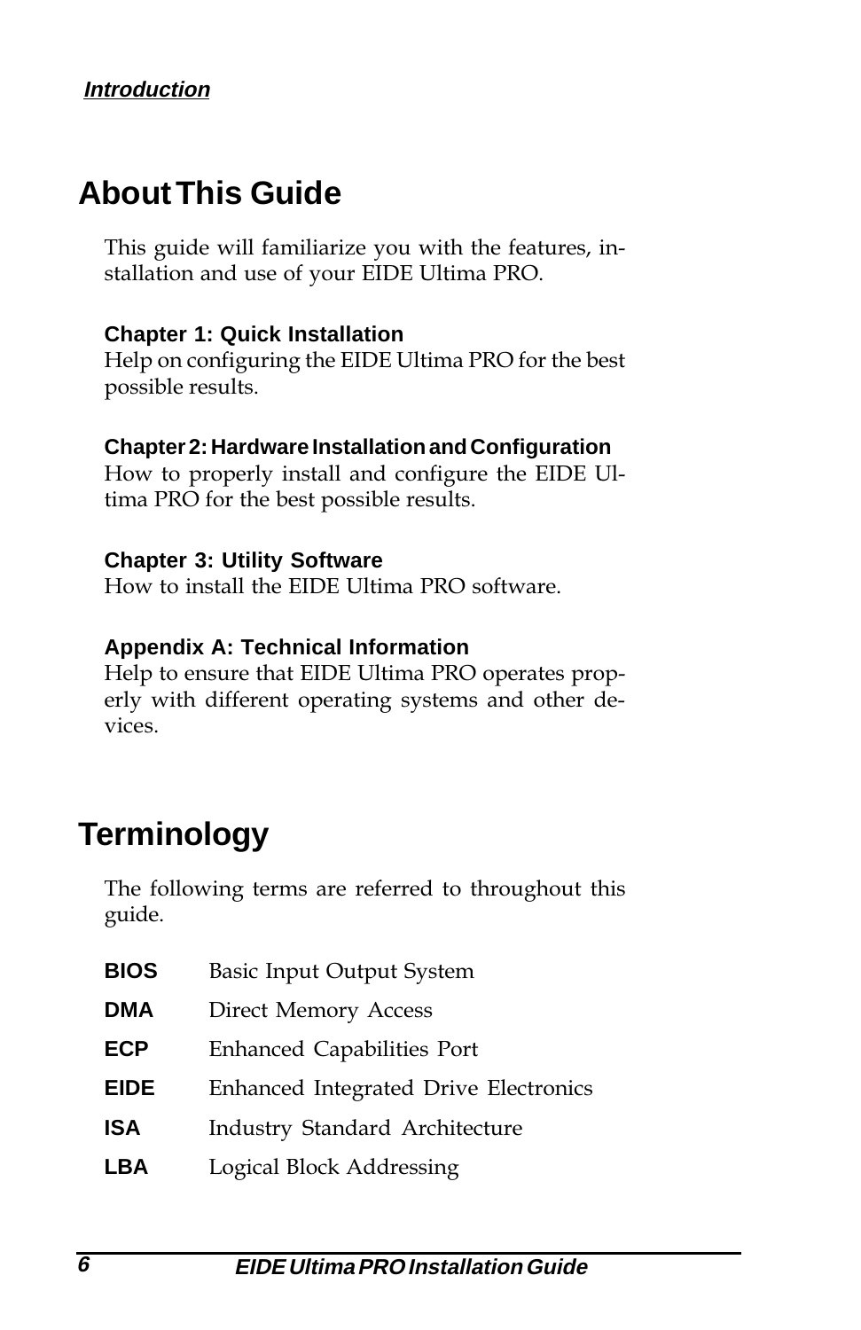## About This Guide

This guide will familiarize you with the features, installation and use of your EIDE Ultima PRO.

**Chapter 1: Quick Installation**
Help on configuring the EIDE Ultima PRO for the best possible results.

**Chapter 2: Hardware Installation and Configuration**
How to properly install and configure the EIDE Ultima PRO for the best possible results.

**Chapter 3: Utility Software**
How to install the EIDE Ultima PRO software.

**Appendix A: Technical Information**
Help to ensure that EIDE Ultima PRO operates properly with different operating systems and other devices.

## Terminology

The following terms are referred to throughout this guide.

| | |
|---|---|
| **BIOS** | Basic Input Output System |
| **DMA** | Direct Memory Access |
| **ECP** | Enhanced Capabilities Port |
| **EIDE** | Enhanced Integrated Drive Electronics |
| **ISA** | Industry Standard Architecture |
| **LBA** | Logical Block Addressing |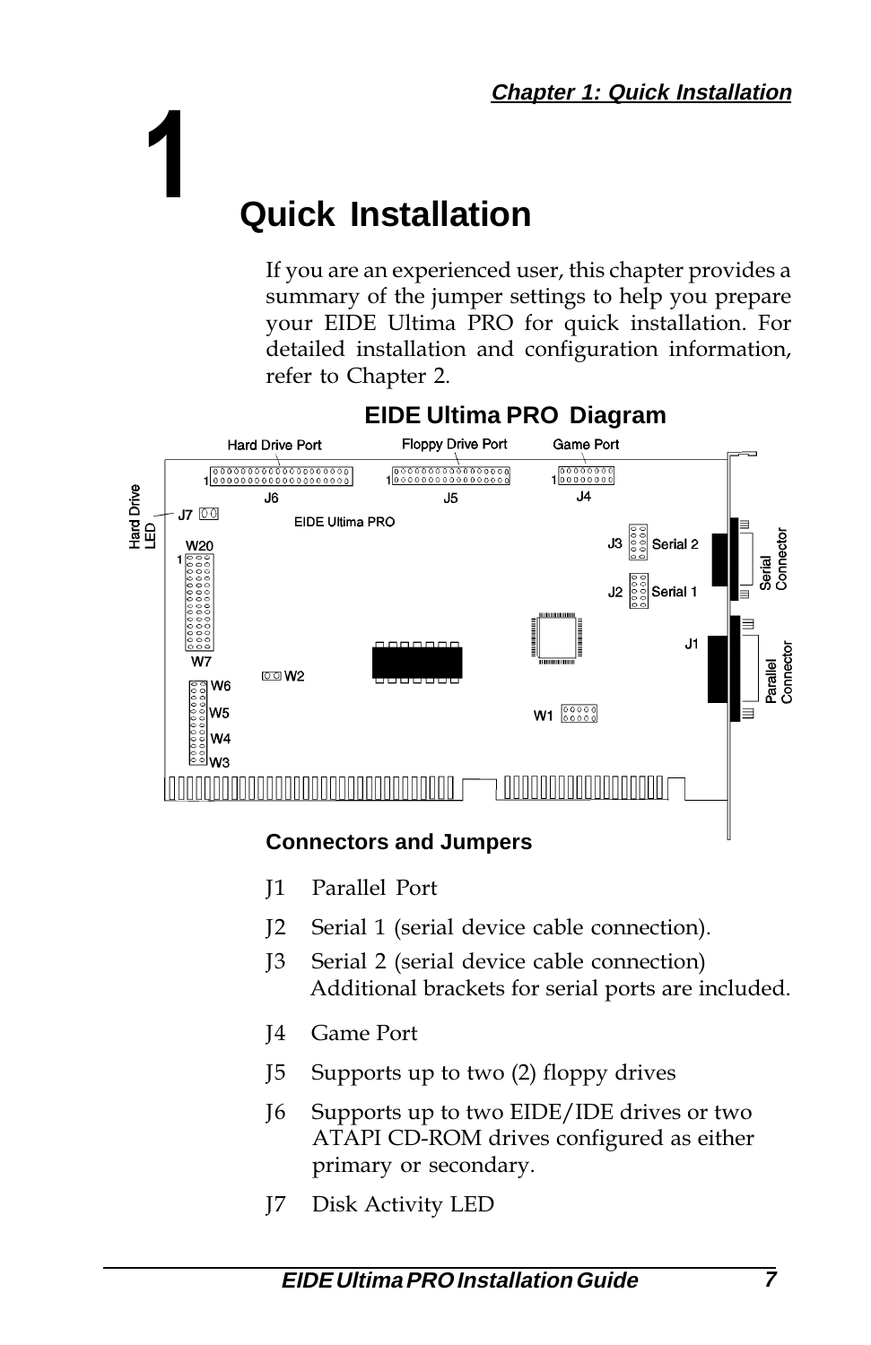# 1 Quick Installation

If you are an experienced user, this chapter provides a summary of the jumper settings to help you prepare your EIDE Ultima PRO for quick installation. For detailed installation and configuration information, refer to Chapter 2.

## EIDE Ultima PRO Diagram

### Connectors and Jumpers

J1 Parallel Port

J2 Serial 1 (serial device cable connection).

J3 Serial 2 (serial device cable connection)
Additional brackets for serial ports are included.

J4 Game Port

J5 Supports up to two (2) floppy drives

J6 Supports up to two EIDE/IDE drives or two ATAPI CD-ROM drives configured as either primary or secondary.

J7 Disk Activity LED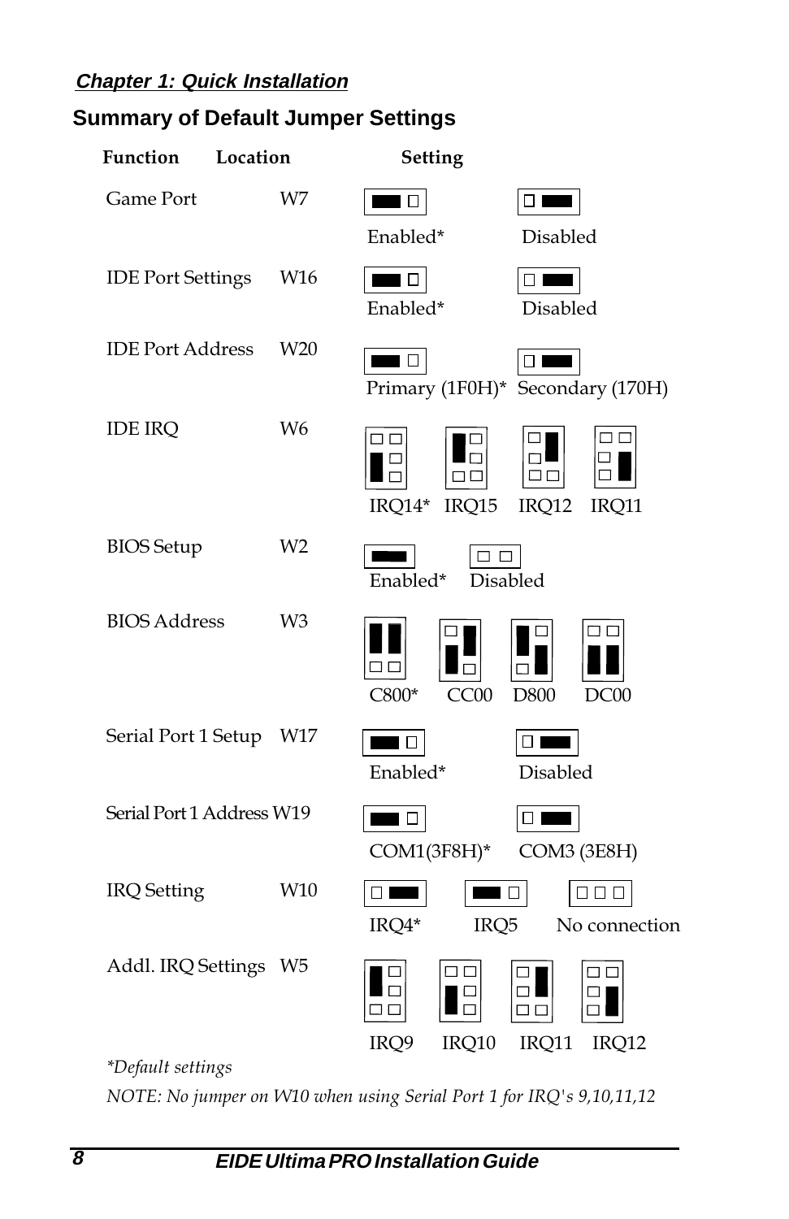## Summary of Default Jumper Settings

| Function | Location | Setting | | | |
|---|---|---|---|---|---|
| Game Port | W7 | Enabled* | Disabled | | |
| IDE Port Settings | W16 | Enabled* | Disabled | | |
| IDE Port Address | W20 | Primary (1F0H)* | Secondary (170H) | | |
| IDE IRQ | W6 | IRQ14* | IRQ15 | IRQ12 | IRQ11 |
| BIOS Setup | W2 | Enabled* | Disabled | | |
| BIOS Address | W3 | C800* | CC00 | D800 | DC00 |
| Serial Port 1 Setup | W17 | Enabled* | Disabled | | |
| Serial Port 1 Address | W19 | COM1(3F8H)* | COM3 (3E8H) | | |
| IRQ Setting | W10 | IRQ4* | IRQ5 | No connection | |
| Addl. IRQ Settings | W5 | IRQ9 | IRQ10 | IRQ11 | IRQ12 |

*\*Default settings*

*NOTE: No jumper on W10 when using Serial Port 1 for IRQ's 9,10,11,12*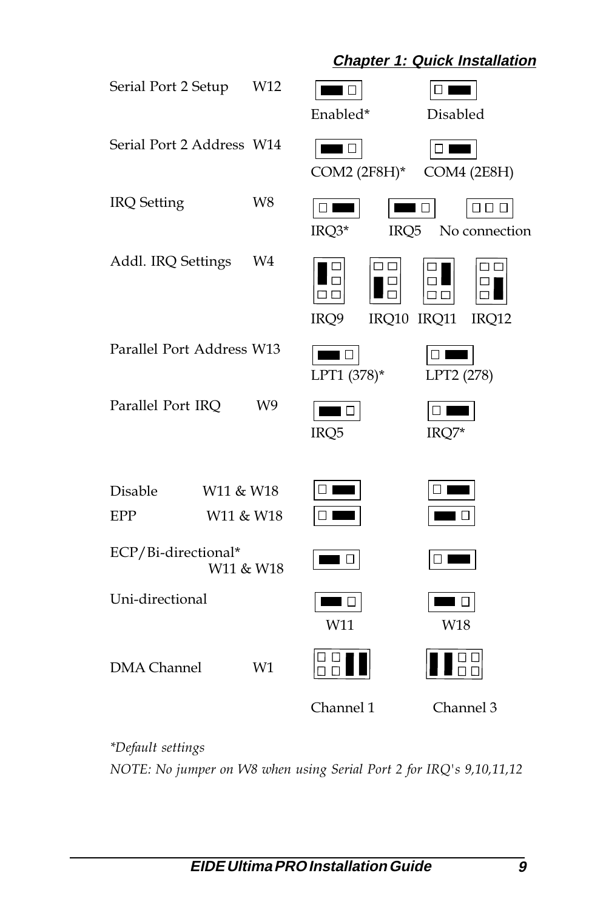| Setting | Jumper | Options | |
|---|---|---|---|
| Serial Port 2 Setup | W12 | Enabled* | Disabled |
| Serial Port 2 Address | W14 | COM2 (2F8H)* | COM4 (2E8H) |
| IRQ Setting | W8 | IRQ3* / IRQ5 | No connection |
| Addl. IRQ Settings | W4 | IRQ9 / IRQ10 | IRQ11 / IRQ12 |
| Parallel Port Address | W13 | LPT1 (378)* | LPT2 (278) |
| Parallel Port IRQ | W9 | IRQ5 | IRQ7* |

| Mode | Jumpers | W11 | W18 |
|---|---|---|---|
| Disable | W11 & W18 | | |
| EPP | W11 & W18 | | |
| ECP/Bi-directional* | W11 & W18 | | |
| Uni-directional | | | |

| Setting | Jumper | Options | |
|---|---|---|---|
| DMA Channel | W1 | Channel 1 | Channel 3 |

*\*Default settings*

*NOTE: No jumper on W8 when using Serial Port 2 for IRQ's 9,10,11,12*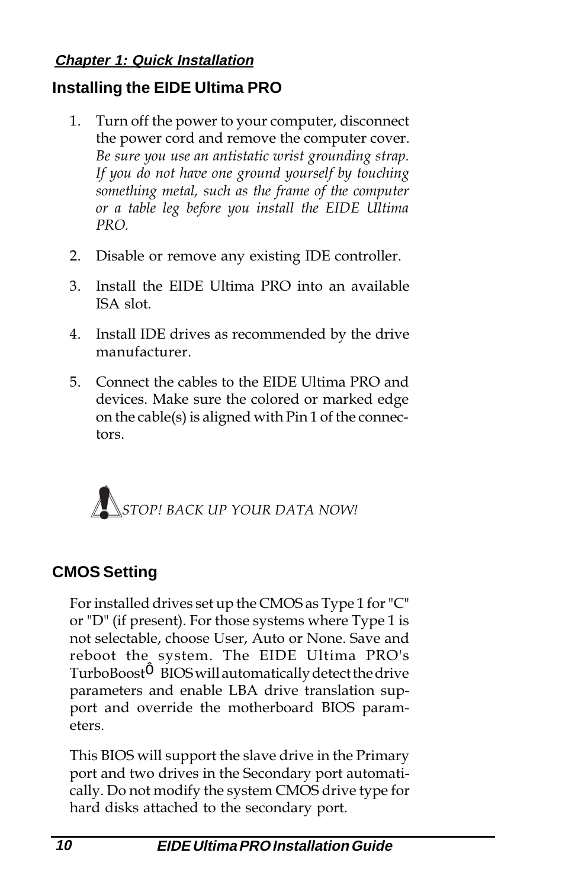## Installing the EIDE Ultima PRO

1. Turn off the power to your computer, disconnect the power cord and remove the computer cover. *Be sure you use an antistatic wrist grounding strap. If you do not have one ground yourself by touching something metal, such as the frame of the computer or a table leg before you install the EIDE Ultima PRO.*

2. Disable or remove any existing IDE controller.

3. Install the EIDE Ultima PRO into an available ISA slot.

4. Install IDE drives as recommended by the drive manufacturer.

5. Connect the cables to the EIDE Ultima PRO and devices. Make sure the colored or marked edge on the cable(s) is aligned with Pin 1 of the connectors.

*STOP! BACK UP YOUR DATA NOW!*

## CMOS Setting

For installed drives set up the CMOS as Type 1 for "C" or "D" (if present). For those systems where Type 1 is not selectable, choose User, Auto or None. Save and reboot the system. The EIDE Ultima PRO's TurboBoost™ BIOS will automatically detect the drive parameters and enable LBA drive translation support and override the motherboard BIOS parameters.

This BIOS will support the slave drive in the Primary port and two drives in the Secondary port automatically. Do not modify the system CMOS drive type for hard disks attached to the secondary port.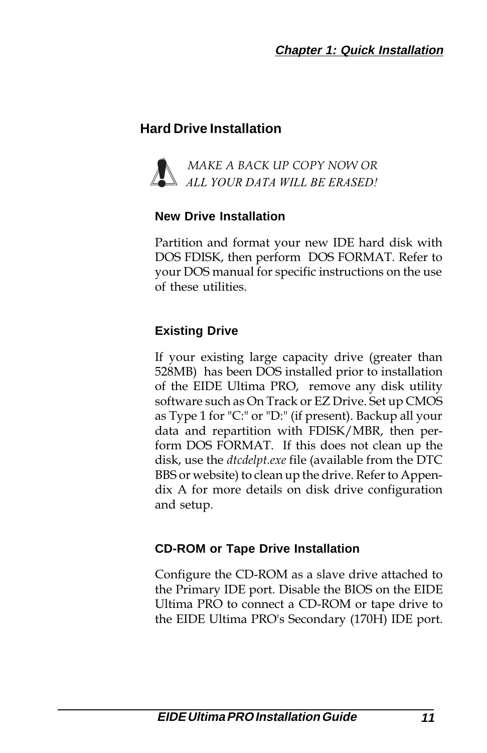## Hard Drive Installation

*MAKE A BACK UP COPY NOW OR ALL YOUR DATA WILL BE ERASED!*

### New Drive Installation

Partition and format your new IDE hard disk with DOS FDISK, then perform DOS FORMAT. Refer to your DOS manual for specific instructions on the use of these utilities.

### Existing Drive

If your existing large capacity drive (greater than 528MB) has been DOS installed prior to installation of the EIDE Ultima PRO, remove any disk utility software such as On Track or EZ Drive. Set up CMOS as Type 1 for "C:" or "D:" (if present). Backup all your data and repartition with FDISK/MBR, then perform DOS FORMAT. If this does not clean up the disk, use the *dtcdelpt.exe* file (available from the DTC BBS or website) to clean up the drive. Refer to Appendix A for more details on disk drive configuration and setup.

### CD-ROM or Tape Drive Installation

Configure the CD-ROM as a slave drive attached to the Primary IDE port. Disable the BIOS on the EIDE Ultima PRO to connect a CD-ROM or tape drive to the EIDE Ultima PRO's Secondary (170H) IDE port.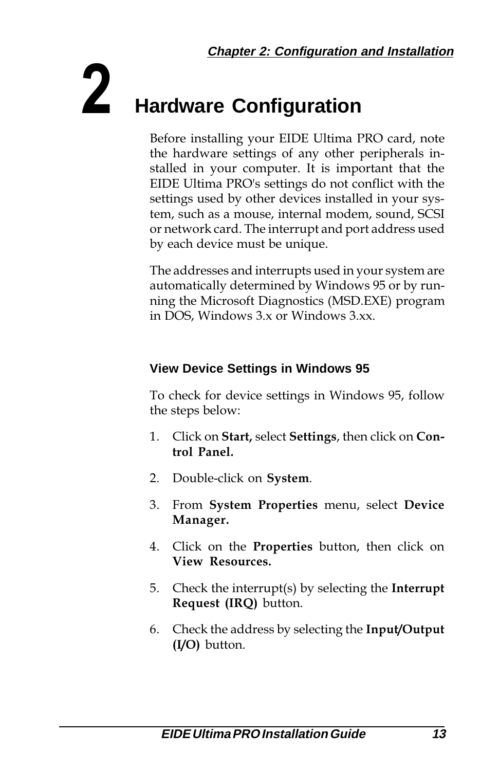# 2 Hardware Configuration

Before installing your EIDE Ultima PRO card, note the hardware settings of any other peripherals installed in your computer. It is important that the EIDE Ultima PRO's settings do not conflict with the settings used by other devices installed in your system, such as a mouse, internal modem, sound, SCSI or network card. The interrupt and port address used by each device must be unique.

The addresses and interrupts used in your system are automatically determined by Windows 95 or by running the Microsoft Diagnostics (MSD.EXE) program in DOS, Windows 3.x or Windows 3.xx.

### View Device Settings in Windows 95

To check for device settings in Windows 95, follow the steps below:

1. Click on **Start,** select **Settings**, then click on **Control Panel.**
2. Double-click on **System**.
3. From **System Properties** menu, select **Device Manager.**
4. Click on the **Properties** button, then click on **View Resources.**
5. Check the interrupt(s) by selecting the **Interrupt Request (IRQ)** button.
6. Check the address by selecting the **Input/Output (I/O)** button.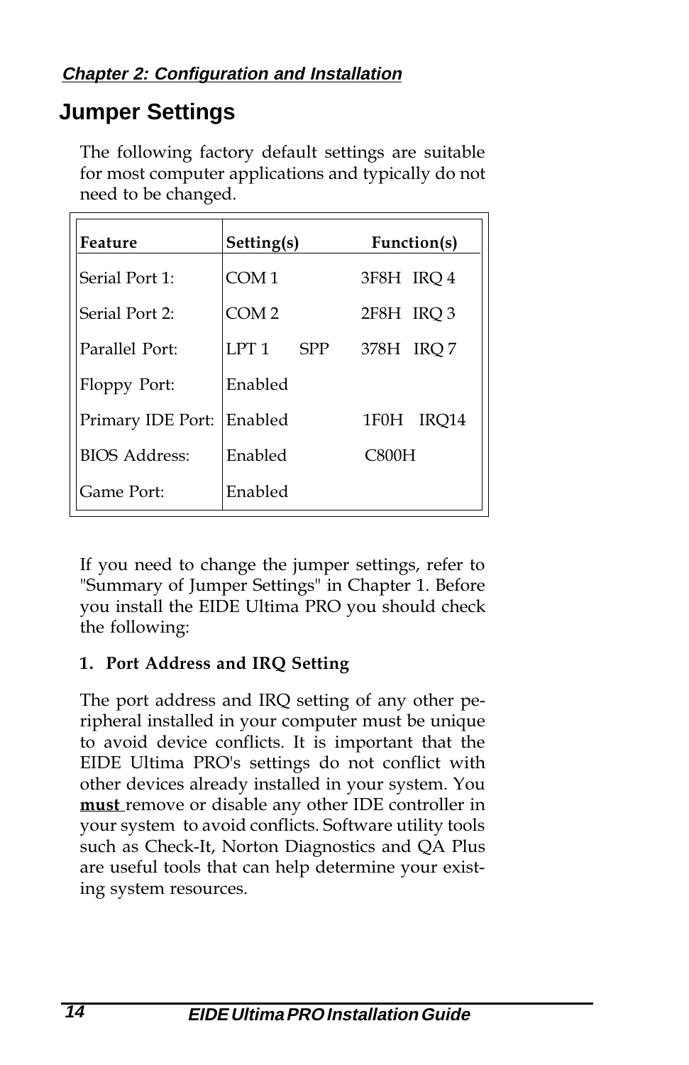## Jumper Settings

The following factory default settings are suitable for most computer applications and typically do not need to be changed.

| Feature | Setting(s) | Function(s) |
|---|---|---|
| Serial Port 1: | COM 1 | 3F8H IRQ 4 |
| Serial Port 2: | COM 2 | 2F8H IRQ 3 |
| Parallel Port: | LPT 1 SPP | 378H IRQ 7 |
| Floppy Port: | Enabled | |
| Primary IDE Port: | Enabled | 1F0H IRQ14 |
| BIOS Address: | Enabled | C800H |
| Game Port: | Enabled | |

If you need to change the jumper settings, refer to "Summary of Jumper Settings" in Chapter 1. Before you install the EIDE Ultima PRO you should check the following:

**1. Port Address and IRQ Setting**

The port address and IRQ setting of any other peripheral installed in your computer must be unique to avoid device conflicts. It is important that the EIDE Ultima PRO's settings do not conflict with other devices already installed in your system. You **must** remove or disable any other IDE controller in your system to avoid conflicts. Software utility tools such as Check-It, Norton Diagnostics and QA Plus are useful tools that can help determine your existing system resources.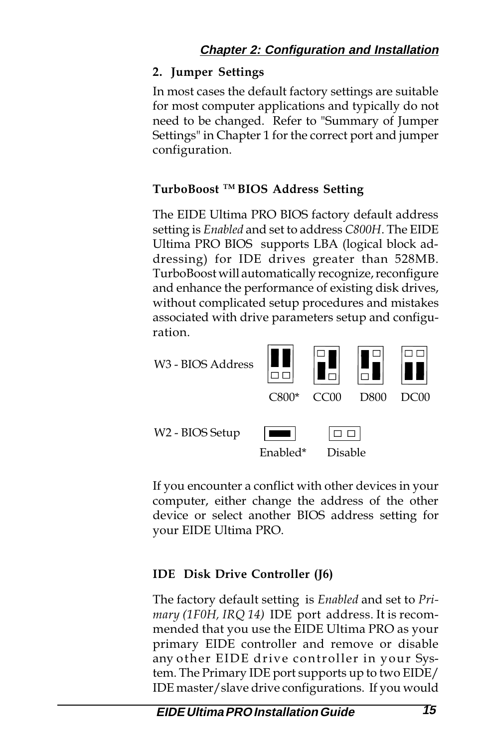## 2. Jumper Settings

In most cases the default factory settings are suitable for most computer applications and typically do not need to be changed. Refer to "Summary of Jumper Settings" in Chapter 1 for the correct port and jumper configuration.

### TurboBoost ™ BIOS Address Setting

The EIDE Ultima PRO BIOS factory default address setting is *Enabled* and set to address *C800H*. The EIDE Ultima PRO BIOS supports LBA (logical block addressing) for IDE drives greater than 528MB. TurboBoost will automatically recognize, reconfigure and enhance the performance of existing disk drives, without complicated setup procedures and mistakes associated with drive parameters setup and configuration.

W3 - BIOS Address: C800* | CC00 | D800 | DC00

W2 - BIOS Setup: Enabled* | Disable

If you encounter a conflict with other devices in your computer, either change the address of the other device or select another BIOS address setting for your EIDE Ultima PRO.

### IDE Disk Drive Controller (J6)

The factory default setting is *Enabled* and set to *Primary (1F0H, IRQ 14)* IDE port address. It is recommended that you use the EIDE Ultima PRO as your primary EIDE controller and remove or disable any other EIDE drive controller in your System. The Primary IDE port supports up to two EIDE/IDE master/slave drive configurations. If you would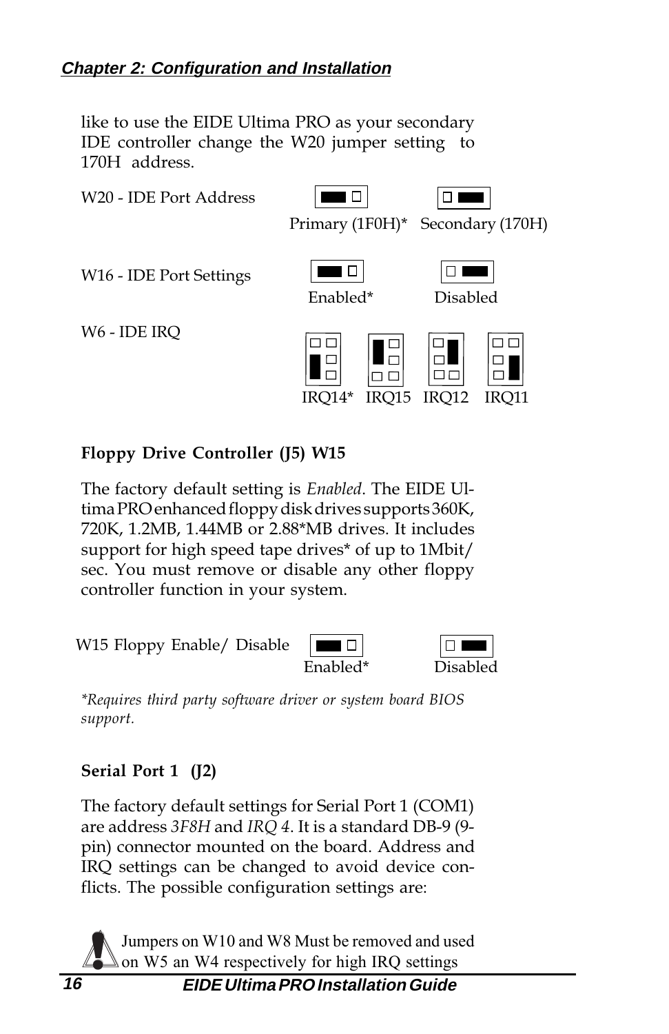like to use the EIDE Ultima PRO as your secondary IDE controller change the W20 jumper setting to 170H address.

W20 - IDE Port Address — Primary (1F0H)* | Secondary (170H)

W16 - IDE Port Settings — Enabled* | Disabled

W6 - IDE IRQ — IRQ14* | IRQ15 | IRQ12 | IRQ11

**Floppy Drive Controller (J5) W15**

The factory default setting is *Enabled*. The EIDE Ultima PRO enhanced floppy disk drives supports 360K, 720K, 1.2MB, 1.44MB or 2.88*MB drives. It includes support for high speed tape drives* of up to 1Mbit/sec. You must remove or disable any other floppy controller function in your system.

W15 Floppy Enable/ Disable — Enabled* | Disabled

*\*Requires third party software driver or system board BIOS support.*

**Serial Port 1 (J2)**

The factory default settings for Serial Port 1 (COM1) are address *3F8H* and *IRQ 4*. It is a standard DB-9 (9-pin) connector mounted on the board. Address and IRQ settings can be changed to avoid device conflicts. The possible configuration settings are:

Jumpers on W10 and W8 Must be removed and used on W5 an W4 respectively for high IRQ settings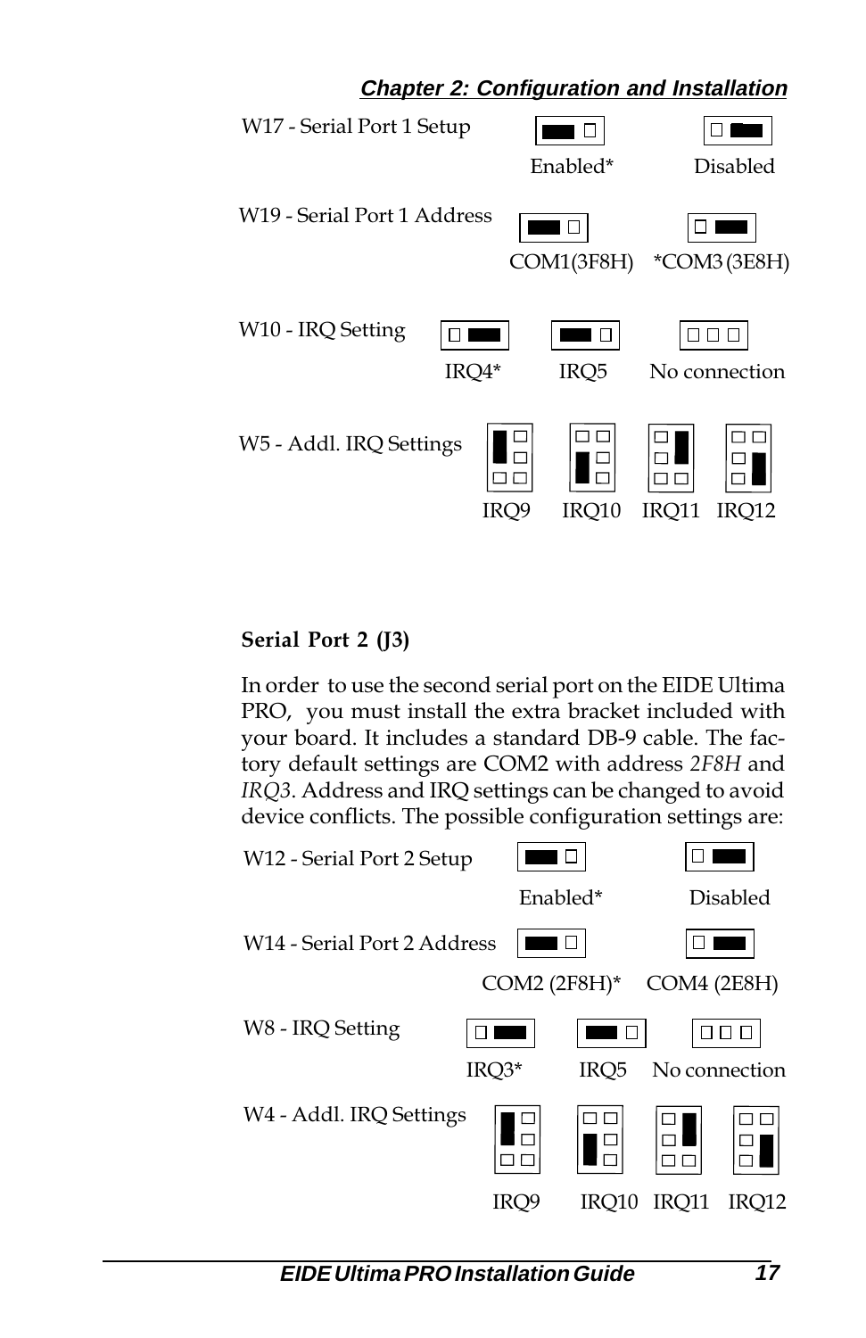W17 - Serial Port 1 Setup

| Enabled* | Disabled |
|---|---|

W19 - Serial Port 1 Address

| COM1(3F8H) | *COM3 (3E8H) |
|---|---|

W10 - IRQ Setting

| IRQ4* | IRQ5 | No connection |
|---|---|---|

W5 - Addl. IRQ Settings

| IRQ9 | IRQ10 | IRQ11 | IRQ12 |
|---|---|---|---|

**Serial Port 2 (J3)**

In order to use the second serial port on the EIDE Ultima PRO, you must install the extra bracket included with your board. It includes a standard DB-9 cable. The factory default settings are COM2 with address *2F8H* and *IRQ3*. Address and IRQ settings can be changed to avoid device conflicts. The possible configuration settings are:

W12 - Serial Port 2 Setup

| Enabled* | Disabled |
|---|---|

W14 - Serial Port 2 Address

| COM2 (2F8H)* | COM4 (2E8H) |
|---|---|

W8 - IRQ Setting

| IRQ3* | IRQ5 | No connection |
|---|---|---|

W4 - Addl. IRQ Settings

| IRQ9 | IRQ10 | IRQ11 | IRQ12 |
|---|---|---|---|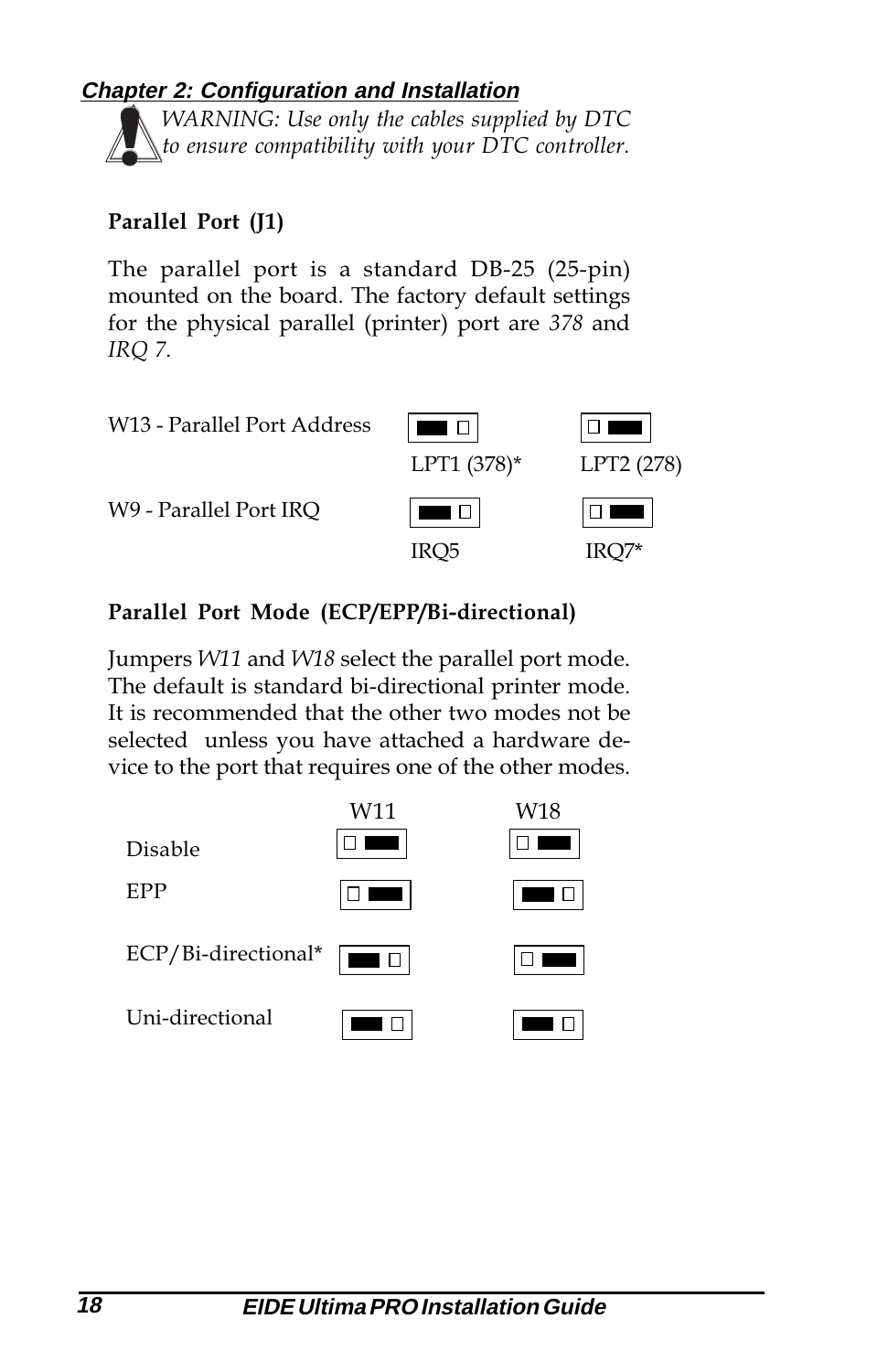*WARNING: Use only the cables supplied by DTC to ensure compatibility with your DTC controller.*

**Parallel Port (J1)**

The parallel port is a standard DB-25 (25-pin) mounted on the board. The factory default settings for the physical parallel (printer) port are *378* and *IRQ 7*.

| | | |
|---|---|---|
| W13 - Parallel Port Address | LPT1 (378)* | LPT2 (278) |
| W9 - Parallel Port IRQ | IRQ5 | IRQ7* |

**Parallel Port Mode (ECP/EPP/Bi-directional)**

Jumpers *W11* and *W18* select the parallel port mode. The default is standard bi-directional printer mode. It is recommended that the other two modes not be selected unless you have attached a hardware device to the port that requires one of the other modes.

| | W11 | W18 |
|---|---|---|
| Disable | | |
| EPP | | |
| ECP/Bi-directional* | | |
| Uni-directional | | |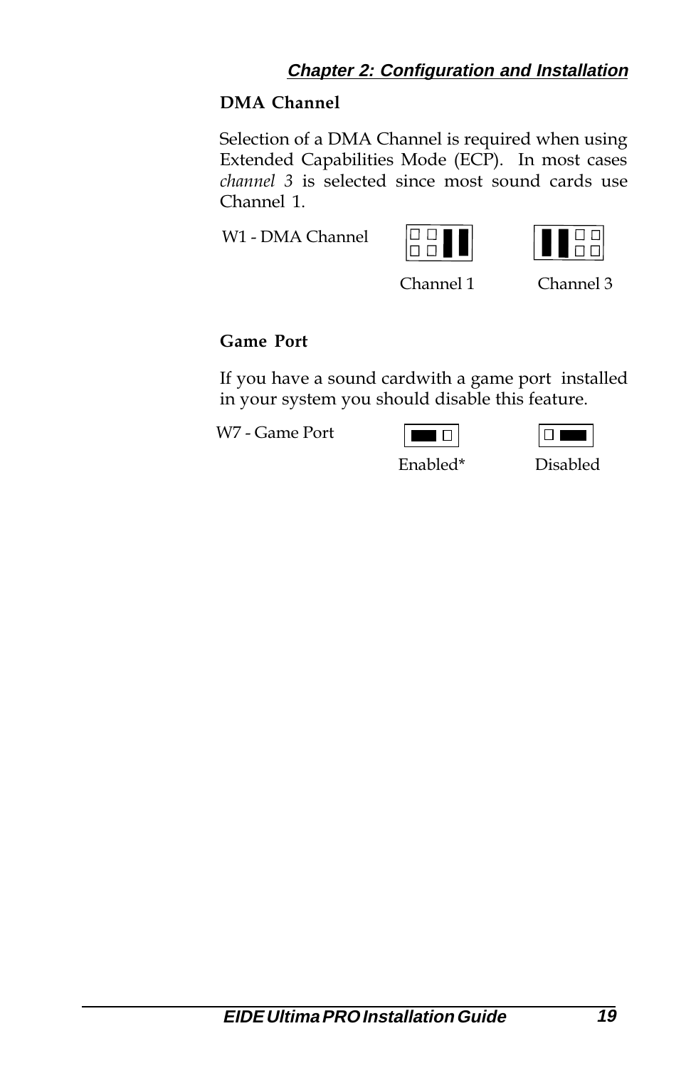## DMA Channel

Selection of a DMA Channel is required when using Extended Capabilities Mode (ECP). In most cases *channel 3* is selected since most sound cards use Channel 1.

W1 - DMA Channel

Channel 1 Channel 3

## Game Port

If you have a sound cardwith a game port installed in your system you should disable this feature.

W7 - Game Port

Enabled* Disabled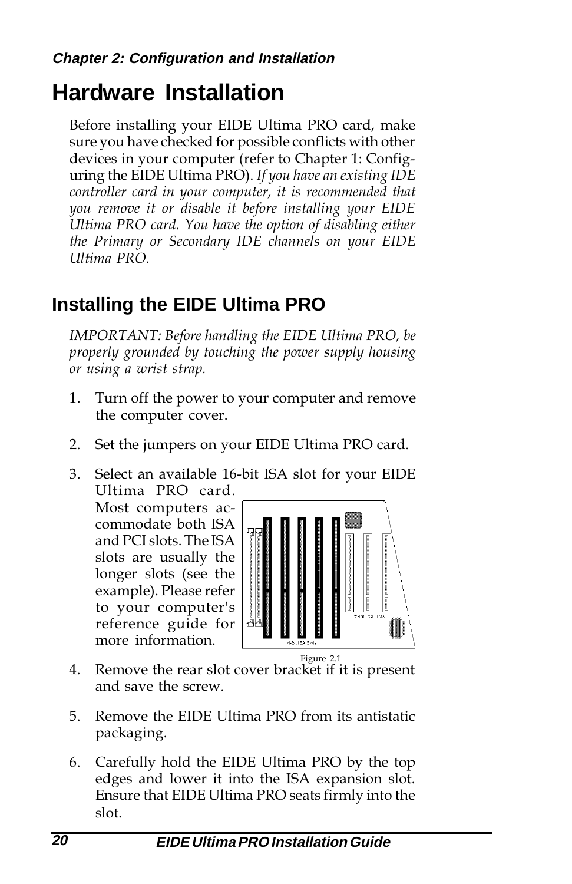# Hardware Installation

Before installing your EIDE Ultima PRO card, make sure you have checked for possible conflicts with other devices in your computer (refer to Chapter 1: Configuring the EIDE Ultima PRO). *If you have an existing IDE controller card in your computer, it is recommended that you remove it or disable it before installing your EIDE Ultima PRO card. You have the option of disabling either the Primary or Secondary IDE channels on your EIDE Ultima PRO.*

## Installing the EIDE Ultima PRO

*IMPORTANT: Before handling the EIDE Ultima PRO, be properly grounded by touching the power supply housing or using a wrist strap.*

1. Turn off the power to your computer and remove the computer cover.
2. Set the jumpers on your EIDE Ultima PRO card.
3. Select an available 16-bit ISA slot for your EIDE Ultima PRO card. Most computers accommodate both ISA and PCI slots. The ISA slots are usually the longer slots (see the example). Please refer to your computer's reference guide for more information.

   16-Bit ISA Slots
   32-Bit PCI Slots

   Figure 2.1
4. Remove the rear slot cover bracket if it is present and save the screw.
5. Remove the EIDE Ultima PRO from its antistatic packaging.
6. Carefully hold the EIDE Ultima PRO by the top edges and lower it into the ISA expansion slot. Ensure that EIDE Ultima PRO seats firmly into the slot.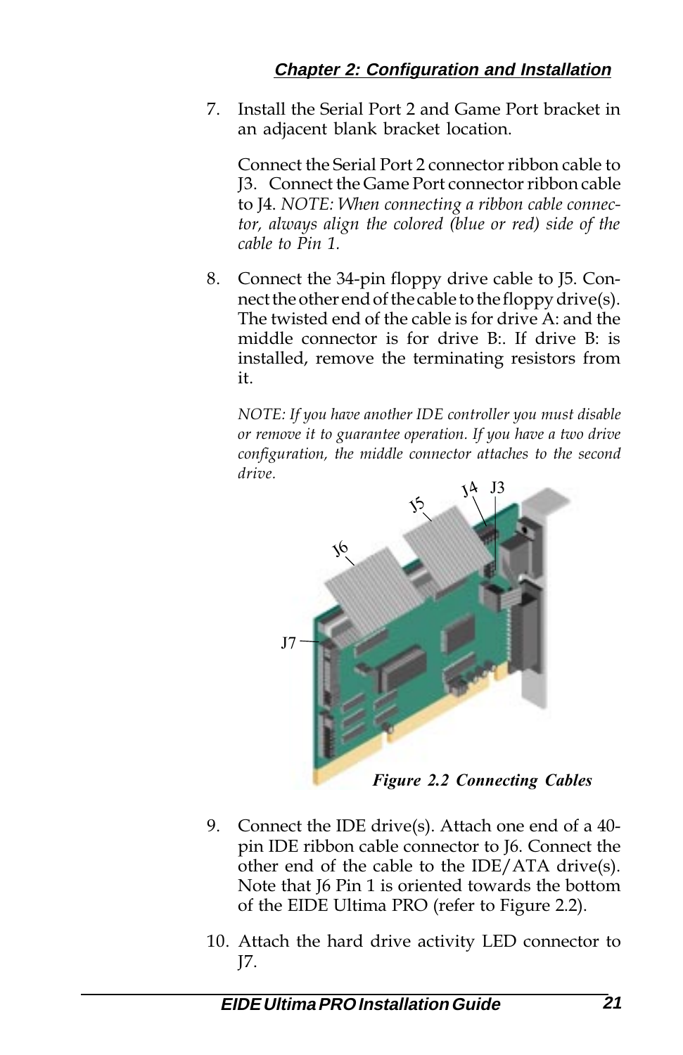7. Install the Serial Port 2 and Game Port bracket in an adjacent blank bracket location.

   Connect the Serial Port 2 connector ribbon cable to J3. Connect the Game Port connector ribbon cable to J4. *NOTE: When connecting a ribbon cable connector, always align the colored (blue or red) side of the cable to Pin 1.*

8. Connect the 34-pin floppy drive cable to J5. Connect the other end of the cable to the floppy drive(s). The twisted end of the cable is for drive A: and the middle connector is for drive B:. If drive B: is installed, remove the terminating resistors from it.

   *NOTE: If you have another IDE controller you must disable or remove it to guarantee operation. If you have a two drive configuration, the middle connector attaches to the second drive.*

J4 J3 J5 J6 J7

*Figure 2.2 Connecting Cables*

9. Connect the IDE drive(s). Attach one end of a 40-pin IDE ribbon cable connector to J6. Connect the other end of the cable to the IDE/ATA drive(s). Note that J6 Pin 1 is oriented towards the bottom of the EIDE Ultima PRO (refer to Figure 2.2).

10. Attach the hard drive activity LED connector to J7.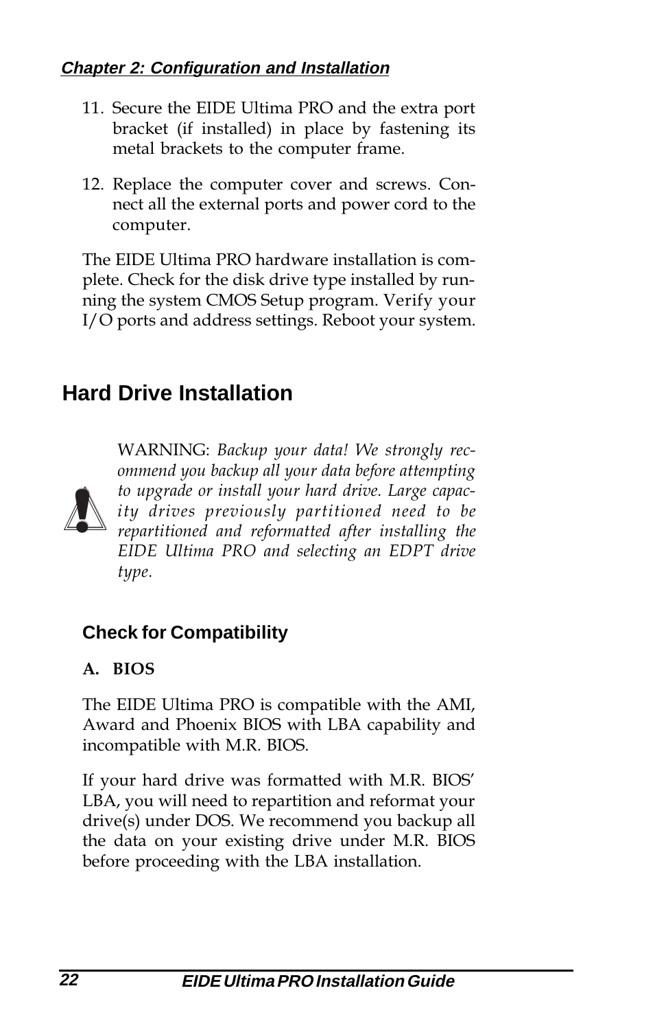11. Secure the EIDE Ultima PRO and the extra port bracket (if installed) in place by fastening its metal brackets to the computer frame.

12. Replace the computer cover and screws. Connect all the external ports and power cord to the computer.

The EIDE Ultima PRO hardware installation is complete. Check for the disk drive type installed by running the system CMOS Setup program. Verify your I/O ports and address settings. Reboot your system.

## Hard Drive Installation

WARNING: *Backup your data! We strongly recommend you backup all your data before attempting to upgrade or install your hard drive. Large capacity drives previously partitioned need to be repartitioned and reformatted after installing the EIDE Ultima PRO and selecting an EDPT drive type.*

### Check for Compatibility

**A. BIOS**

The EIDE Ultima PRO is compatible with the AMI, Award and Phoenix BIOS with LBA capability and incompatible with M.R. BIOS.

If your hard drive was formatted with M.R. BIOS' LBA, you will need to repartition and reformat your drive(s) under DOS. We recommend you backup all the data on your existing drive under M.R. BIOS before proceeding with the LBA installation.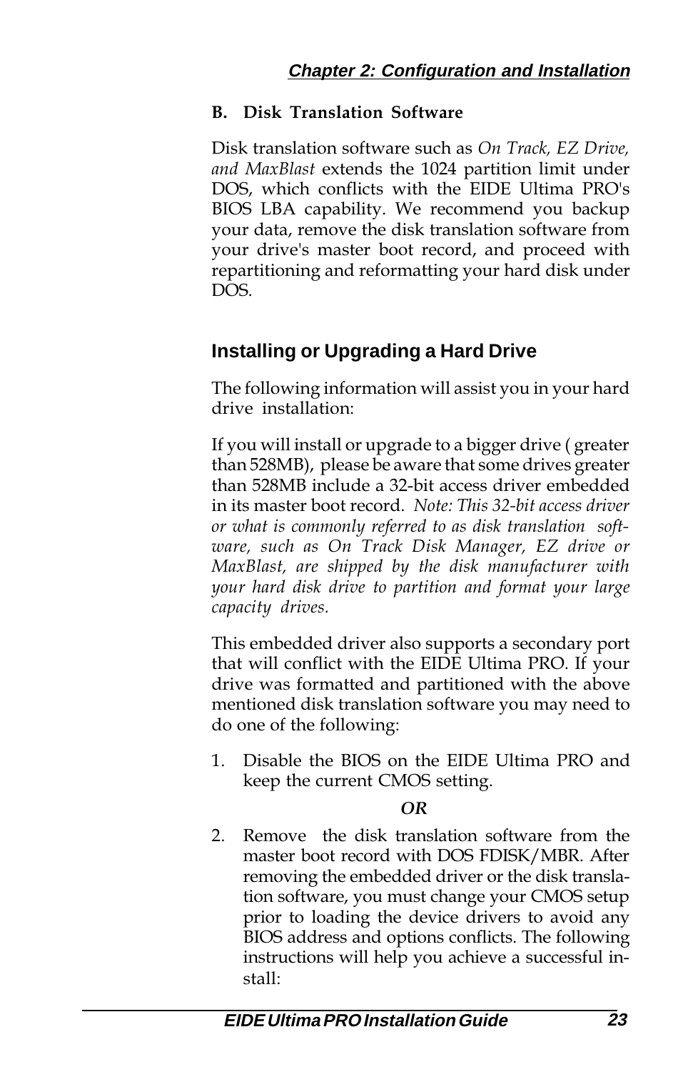### B. Disk Translation Software

Disk translation software such as *On Track, EZ Drive, and MaxBlast* extends the 1024 partition limit under DOS, which conflicts with the EIDE Ultima PRO's BIOS LBA capability. We recommend you backup your data, remove the disk translation software from your drive's master boot record, and proceed with repartitioning and reformatting your hard disk under DOS.

## Installing or Upgrading a Hard Drive

The following information will assist you in your hard drive installation:

If you will install or upgrade to a bigger drive ( greater than 528MB), please be aware that some drives greater than 528MB include a 32-bit access driver embedded in its master boot record. *Note: This 32-bit access driver or what is commonly referred to as disk translation software, such as On Track Disk Manager, EZ drive or MaxBlast, are shipped by the disk manufacturer with your hard disk drive to partition and format your large capacity drives.*

This embedded driver also supports a secondary port that will conflict with the EIDE Ultima PRO. If your drive was formatted and partitioned with the above mentioned disk translation software you may need to do one of the following:

1. Disable the BIOS on the EIDE Ultima PRO and keep the current CMOS setting.

   ***OR***

2. Remove the disk translation software from the master boot record with DOS FDISK/MBR. After removing the embedded driver or the disk translation software, you must change your CMOS setup prior to loading the device drivers to avoid any BIOS address and options conflicts. The following instructions will help you achieve a successful install: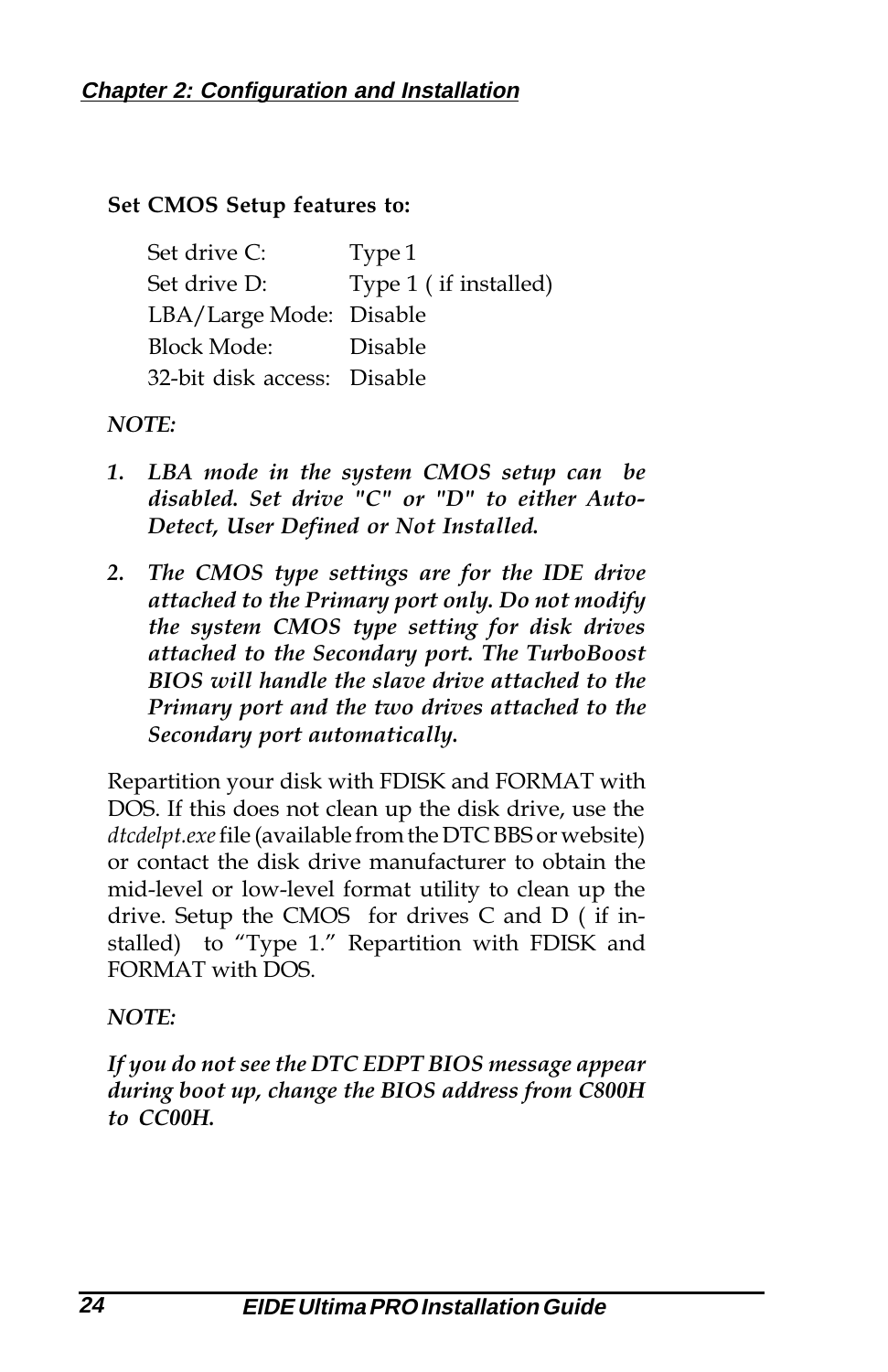**Set CMOS Setup features to:**

| | |
|---|---|
| Set drive C: | Type 1 |
| Set drive D: | Type 1 ( if installed) |
| LBA/Large Mode: | Disable |
| Block Mode: | Disable |
| 32-bit disk access: | Disable |

*NOTE:*

1. ***LBA mode in the system CMOS setup can be disabled. Set drive "C" or "D" to either Auto-Detect, User Defined or Not Installed.***

2. ***The CMOS type settings are for the IDE drive attached to the Primary port only. Do not modify the system CMOS type setting for disk drives attached to the Secondary port. The TurboBoost BIOS will handle the slave drive attached to the Primary port and the two drives attached to the Secondary port automatically.***

Repartition your disk with FDISK and FORMAT with DOS. If this does not clean up the disk drive, use the *dtcdelpt.exe* file (available from the DTC BBS or website) or contact the disk drive manufacturer to obtain the mid-level or low-level format utility to clean up the drive. Setup the CMOS for drives C and D ( if installed) to "Type 1." Repartition with FDISK and FORMAT with DOS.

*NOTE:*

***If you do not see the DTC EDPT BIOS message appear during boot up, change the BIOS address from C800H to CC00H.***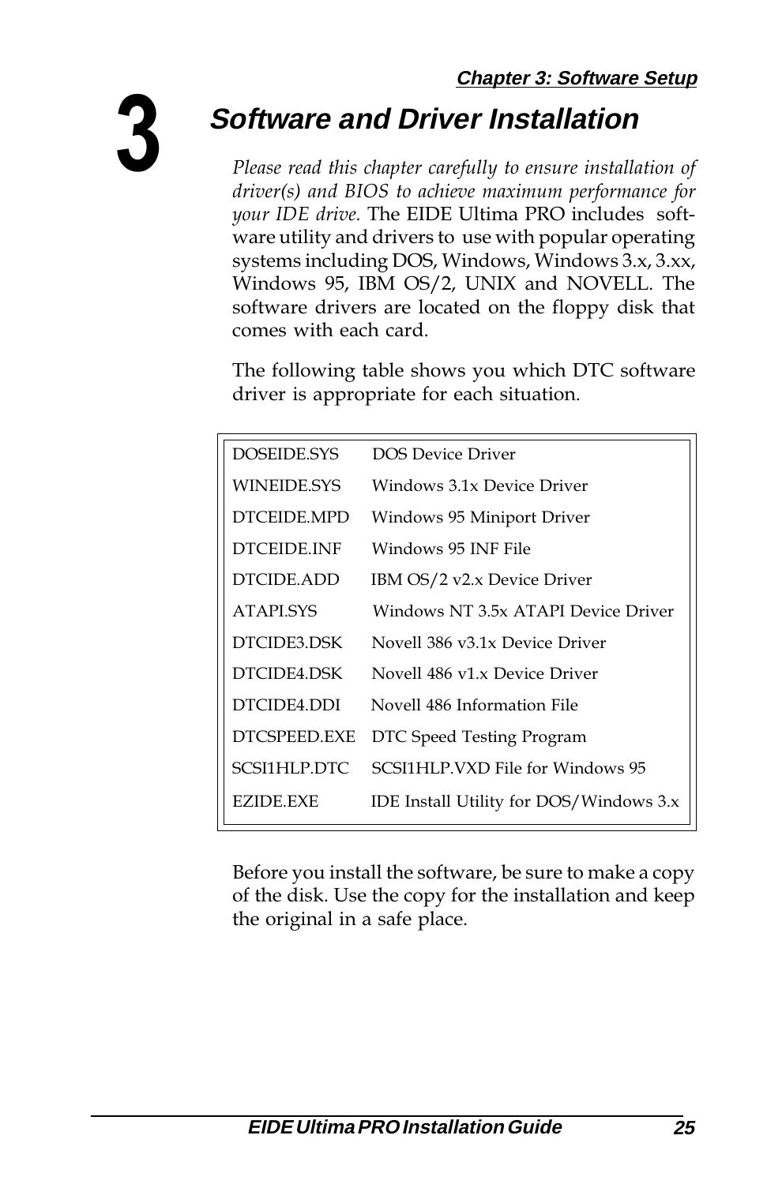# 3 Software and Driver Installation

*Please read this chapter carefully to ensure installation of driver(s) and BIOS to achieve maximum performance for your IDE drive.* The EIDE Ultima PRO includes software utility and drivers to use with popular operating systems including DOS, Windows, Windows 3.x, 3.xx, Windows 95, IBM OS/2, UNIX and NOVELL. The software drivers are located on the floppy disk that comes with each card.

The following table shows you which DTC software driver is appropriate for each situation.

| | |
|---|---|
| DOSEIDE.SYS | DOS Device Driver |
| WINEIDE.SYS | Windows 3.1x Device Driver |
| DTCEIDE.MPD | Windows 95 Miniport Driver |
| DTCEIDE.INF | Windows 95 INF File |
| DTCIDE.ADD | IBM OS/2 v2.x Device Driver |
| ATAPI.SYS | Windows NT 3.5x ATAPI Device Driver |
| DTCIDE3.DSK | Novell 386 v3.1x Device Driver |
| DTCIDE4.DSK | Novell 486 v1.x Device Driver |
| DTCIDE4.DDI | Novell 486 Information File |
| DTCSPEED.EXE | DTC Speed Testing Program |
| SCSI1HLP.DTC | SCSI1HLP.VXD File for Windows 95 |
| EZIDE.EXE | IDE Install Utility for DOS/Windows 3.x |

Before you install the software, be sure to make a copy of the disk. Use the copy for the installation and keep the original in a safe place.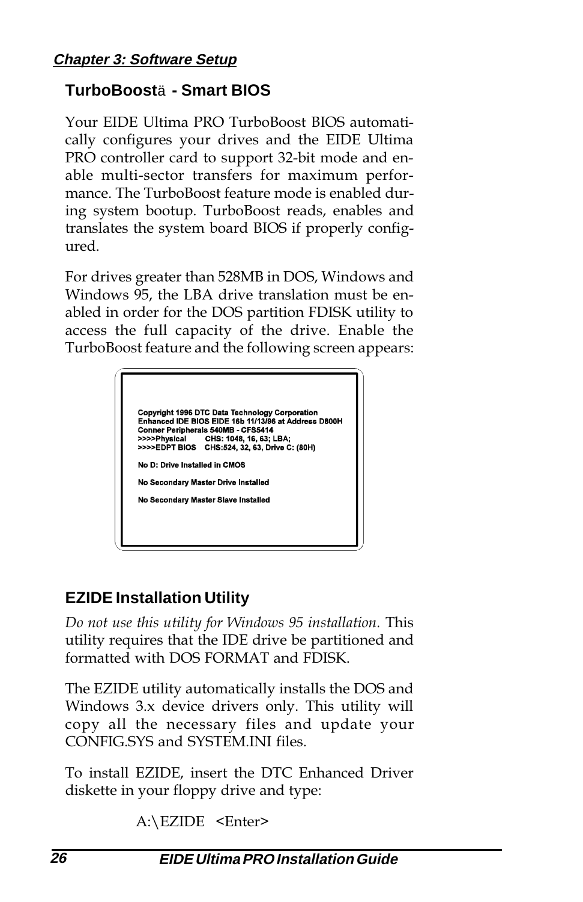## TurboBoostä - Smart BIOS

Your EIDE Ultima PRO TurboBoost BIOS automatically configures your drives and the EIDE Ultima PRO controller card to support 32-bit mode and enable multi-sector transfers for maximum performance. The TurboBoost feature mode is enabled during system bootup. TurboBoost reads, enables and translates the system board BIOS if properly configured.

For drives greater than 528MB in DOS, Windows and Windows 95, the LBA drive translation must be enabled in order for the DOS partition FDISK utility to access the full capacity of the drive. Enable the TurboBoost feature and the following screen appears:

```
Copyright 1996 DTC Data Technology Corporation
Enhanced IDE BIOS EIDE 16b 11/13/96 at Address D800H
Conner Peripherals 540MB - CFS5414
>>>>Physical      CHS: 1048, 16, 63; LBA;
>>>>EDPT BIOS   CHS:524, 32, 63, Drive C: (80H)

No D: Drive Installed in CMOS

No Secondary Master Drive Installed

No Secondary Master Slave Installed
```

## EZIDE Installation Utility

*Do not use this utility for Windows 95 installation.* This utility requires that the IDE drive be partitioned and formatted with DOS FORMAT and FDISK.

The EZIDE utility automatically installs the DOS and Windows 3.x device drivers only. This utility will copy all the necessary files and update your CONFIG.SYS and SYSTEM.INI files.

To install EZIDE, insert the DTC Enhanced Driver diskette in your floppy drive and type:

A:\EZIDE <Enter>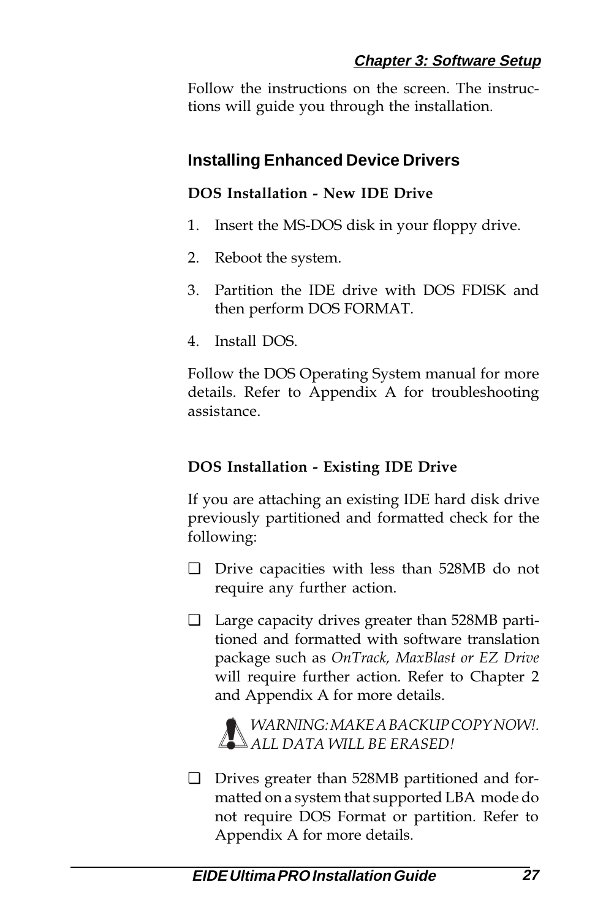Follow the instructions on the screen. The instructions will guide you through the installation.

## Installing Enhanced Device Drivers

### DOS Installation - New IDE Drive

1. Insert the MS-DOS disk in your floppy drive.
2. Reboot the system.
3. Partition the IDE drive with DOS FDISK and then perform DOS FORMAT.
4. Install DOS.

Follow the DOS Operating System manual for more details. Refer to Appendix A for troubleshooting assistance.

### DOS Installation - Existing IDE Drive

If you are attaching an existing IDE hard disk drive previously partitioned and formatted check for the following:

- ❑ Drive capacities with less than 528MB do not require any further action.

- ❑ Large capacity drives greater than 528MB partitioned and formatted with software translation package such as *OnTrack, MaxBlast or EZ Drive* will require further action. Refer to Chapter 2 and Appendix A for more details.

  *WARNING: MAKE A BACKUP COPY NOW!. ALL DATA WILL BE ERASED!*

- ❑ Drives greater than 528MB partitioned and formatted on a system that supported LBA mode do not require DOS Format or partition. Refer to Appendix A for more details.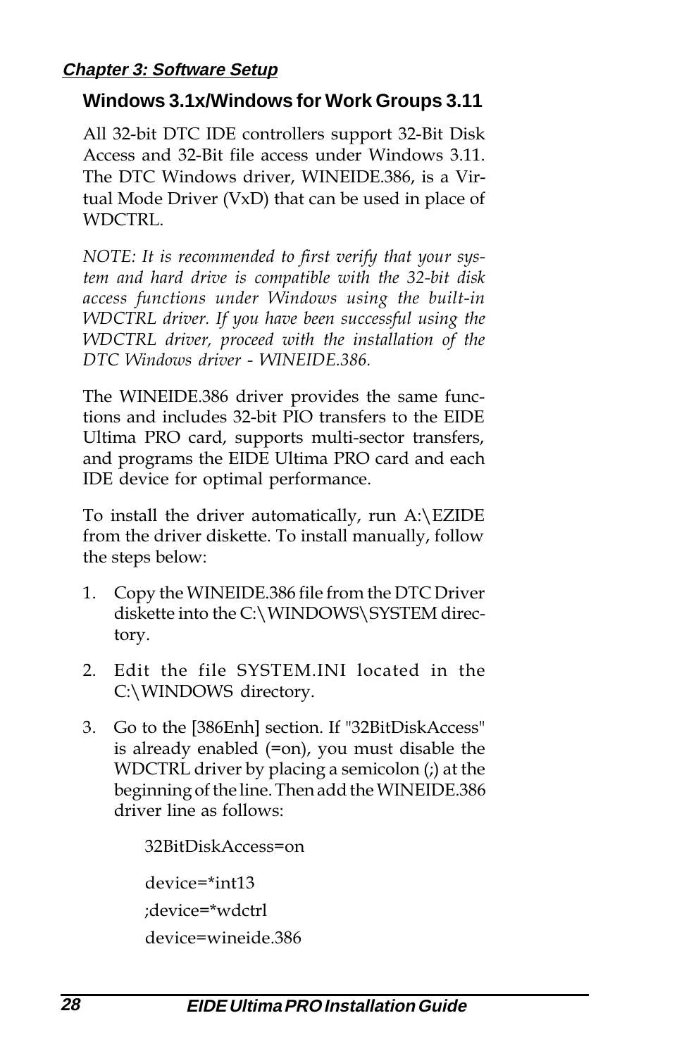## Windows 3.1x/Windows for Work Groups 3.11

All 32-bit DTC IDE controllers support 32-Bit Disk Access and 32-Bit file access under Windows 3.11. The DTC Windows driver, WINEIDE.386, is a Virtual Mode Driver (VxD) that can be used in place of WDCTRL.

*NOTE: It is recommended to first verify that your system and hard drive is compatible with the 32-bit disk access functions under Windows using the built-in WDCTRL driver. If you have been successful using the WDCTRL driver, proceed with the installation of the DTC Windows driver - WINEIDE.386.*

The WINEIDE.386 driver provides the same functions and includes 32-bit PIO transfers to the EIDE Ultima PRO card, supports multi-sector transfers, and programs the EIDE Ultima PRO card and each IDE device for optimal performance.

To install the driver automatically, run A:\EZIDE from the driver diskette. To install manually, follow the steps below:

1. Copy the WINEIDE.386 file from the DTC Driver diskette into the C:\WINDOWS\SYSTEM directory.
2. Edit the file SYSTEM.INI located in the C:\WINDOWS directory.
3. Go to the [386Enh] section. If "32BitDiskAccess" is already enabled (=on), you must disable the WDCTRL driver by placing a semicolon (;) at the beginning of the line. Then add the WINEIDE.386 driver line as follows:

```
32BitDiskAccess=on

device=*int13
;device=*wdctrl
device=wineide.386
```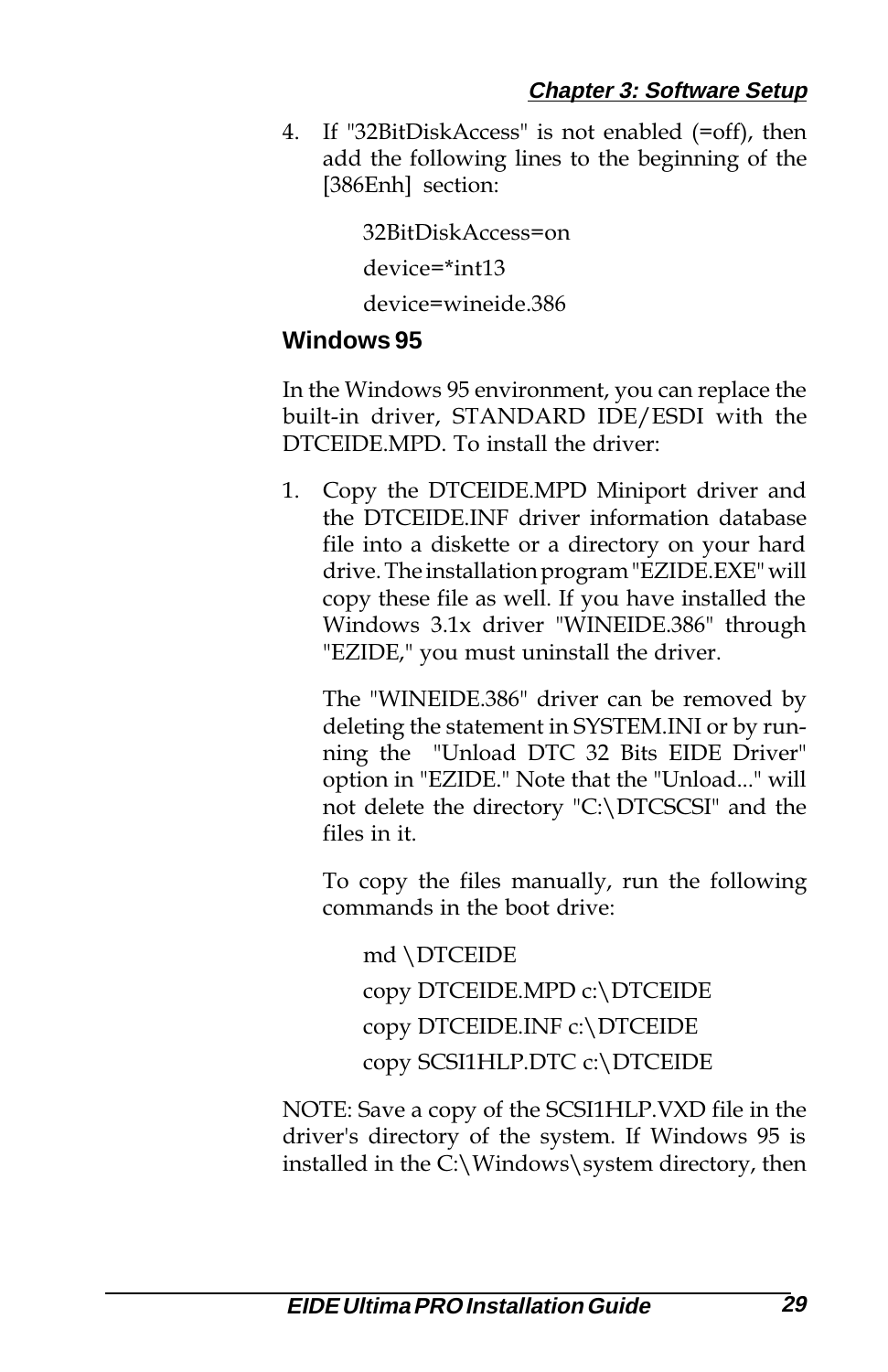4. If "32BitDiskAccess" is not enabled (=off), then add the following lines to the beginning of the [386Enh] section:

   ```
   32BitDiskAccess=on
   device=*int13
   device=wineide.386
   ```

## Windows 95

In the Windows 95 environment, you can replace the built-in driver, STANDARD IDE/ESDI with the DTCEIDE.MPD. To install the driver:

1. Copy the DTCEIDE.MPD Miniport driver and the DTCEIDE.INF driver information database file into a diskette or a directory on your hard drive. The installation program "EZIDE.EXE" will copy these file as well. If you have installed the Windows 3.1x driver "WINEIDE.386" through "EZIDE," you must uninstall the driver.

   The "WINEIDE.386" driver can be removed by deleting the statement in SYSTEM.INI or by running the "Unload DTC 32 Bits EIDE Driver" option in "EZIDE." Note that the "Unload..." will not delete the directory "C:\DTCSCSI" and the files in it.

   To copy the files manually, run the following commands in the boot drive:

   ```
   md \DTCEIDE
   copy DTCEIDE.MPD c:\DTCEIDE
   copy DTCEIDE.INF c:\DTCEIDE
   copy SCSI1HLP.DTC c:\DTCEIDE
   ```

NOTE: Save a copy of the SCSI1HLP.VXD file in the driver's directory of the system. If Windows 95 is installed in the C:\Windows\system directory, then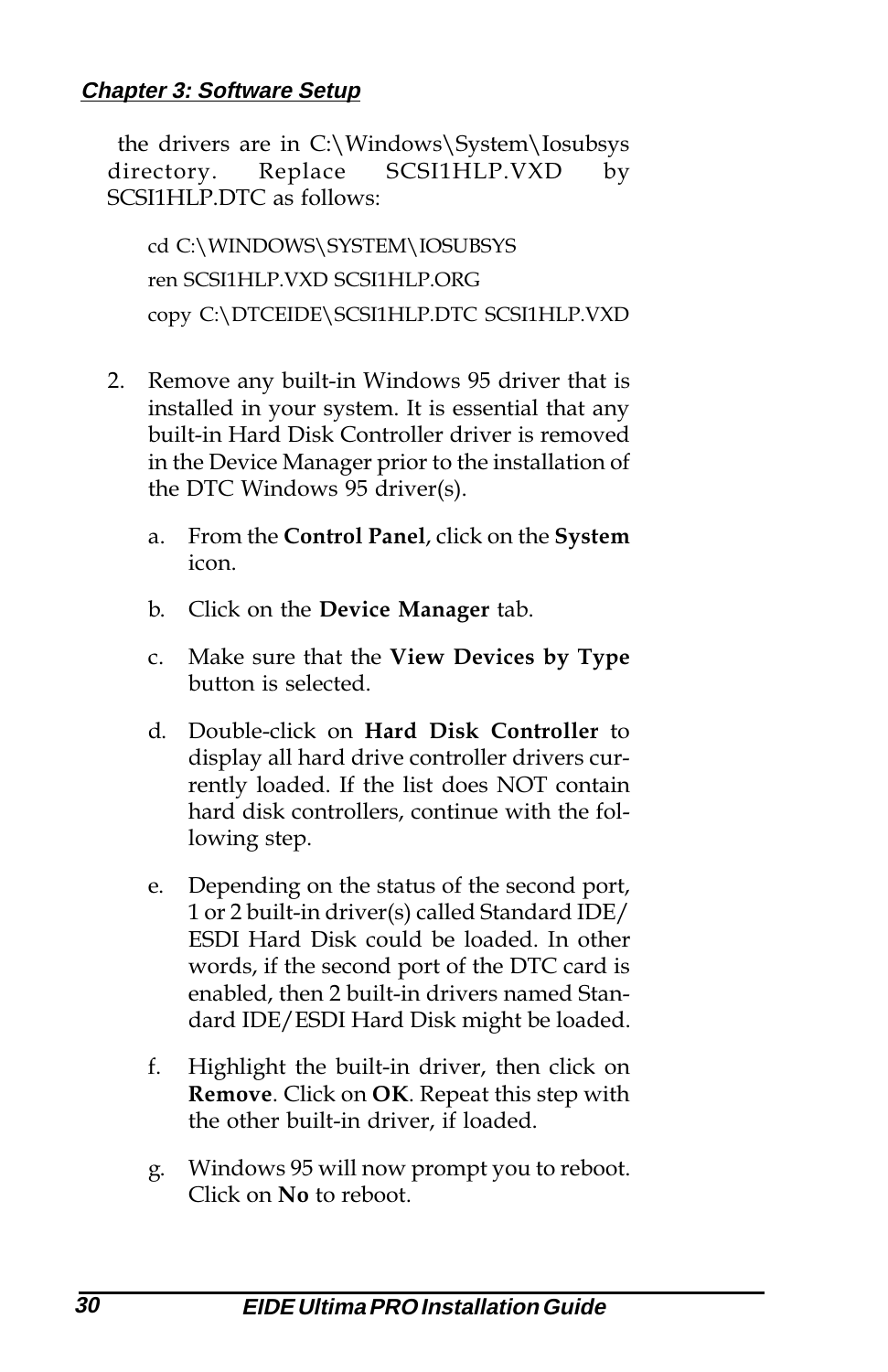the drivers are in C:\Windows\System\Iosubsys directory. Replace SCSI1HLP.VXD by SCSI1HLP.DTC as follows:

```
cd C:\WINDOWS\SYSTEM\IOSUBSYS
ren SCSI1HLP.VXD SCSI1HLP.ORG
copy C:\DTCEIDE\SCSI1HLP.DTC SCSI1HLP.VXD
```

2. Remove any built-in Windows 95 driver that is installed in your system. It is essential that any built-in Hard Disk Controller driver is removed in the Device Manager prior to the installation of the DTC Windows 95 driver(s).

   a. From the **Control Panel**, click on the **System** icon.

   b. Click on the **Device Manager** tab.

   c. Make sure that the **View Devices by Type** button is selected.

   d. Double-click on **Hard Disk Controller** to display all hard drive controller drivers currently loaded. If the list does NOT contain hard disk controllers, continue with the following step.

   e. Depending on the status of the second port, 1 or 2 built-in driver(s) called Standard IDE/ESDI Hard Disk could be loaded. In other words, if the second port of the DTC card is enabled, then 2 built-in drivers named Standard IDE/ESDI Hard Disk might be loaded.

   f. Highlight the built-in driver, then click on **Remove**. Click on **OK**. Repeat this step with the other built-in driver, if loaded.

   g. Windows 95 will now prompt you to reboot. Click on **No** to reboot.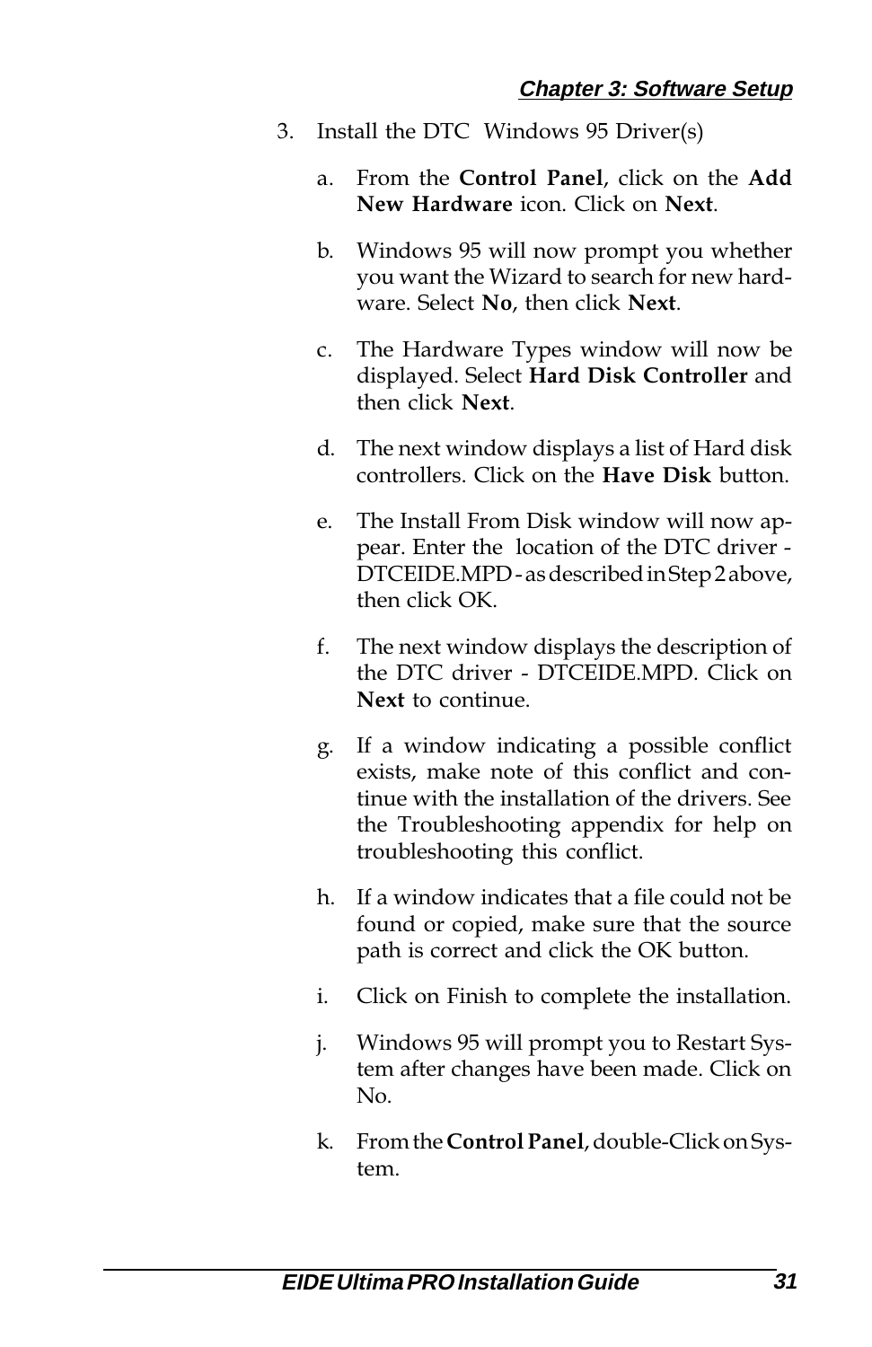3. Install the DTC  Windows 95 Driver(s)

   a. From the **Control Panel**, click on the **Add New Hardware** icon. Click on **Next**.

   b. Windows 95 will now prompt you whether you want the Wizard to search for new hardware. Select **No**, then click **Next**.

   c. The Hardware Types window will now be displayed. Select **Hard Disk Controller** and then click **Next**.

   d. The next window displays a list of Hard disk controllers. Click on the **Have Disk** button.

   e. The Install From Disk window will now appear. Enter the  location of the DTC driver - DTCEIDE.MPD - as described in Step 2 above, then click OK.

   f. The next window displays the description of the DTC driver - DTCEIDE.MPD. Click on **Next** to continue.

   g. If a window indicating a possible conflict exists, make note of this conflict and continue with the installation of the drivers. See the Troubleshooting appendix for help on troubleshooting this conflict.

   h. If a window indicates that a file could not be found or copied, make sure that the source path is correct and click the OK button.

   i. Click on Finish to complete the installation.

   j. Windows 95 will prompt you to Restart System after changes have been made. Click on No.

   k. From the **Control Panel**, double-Click on System.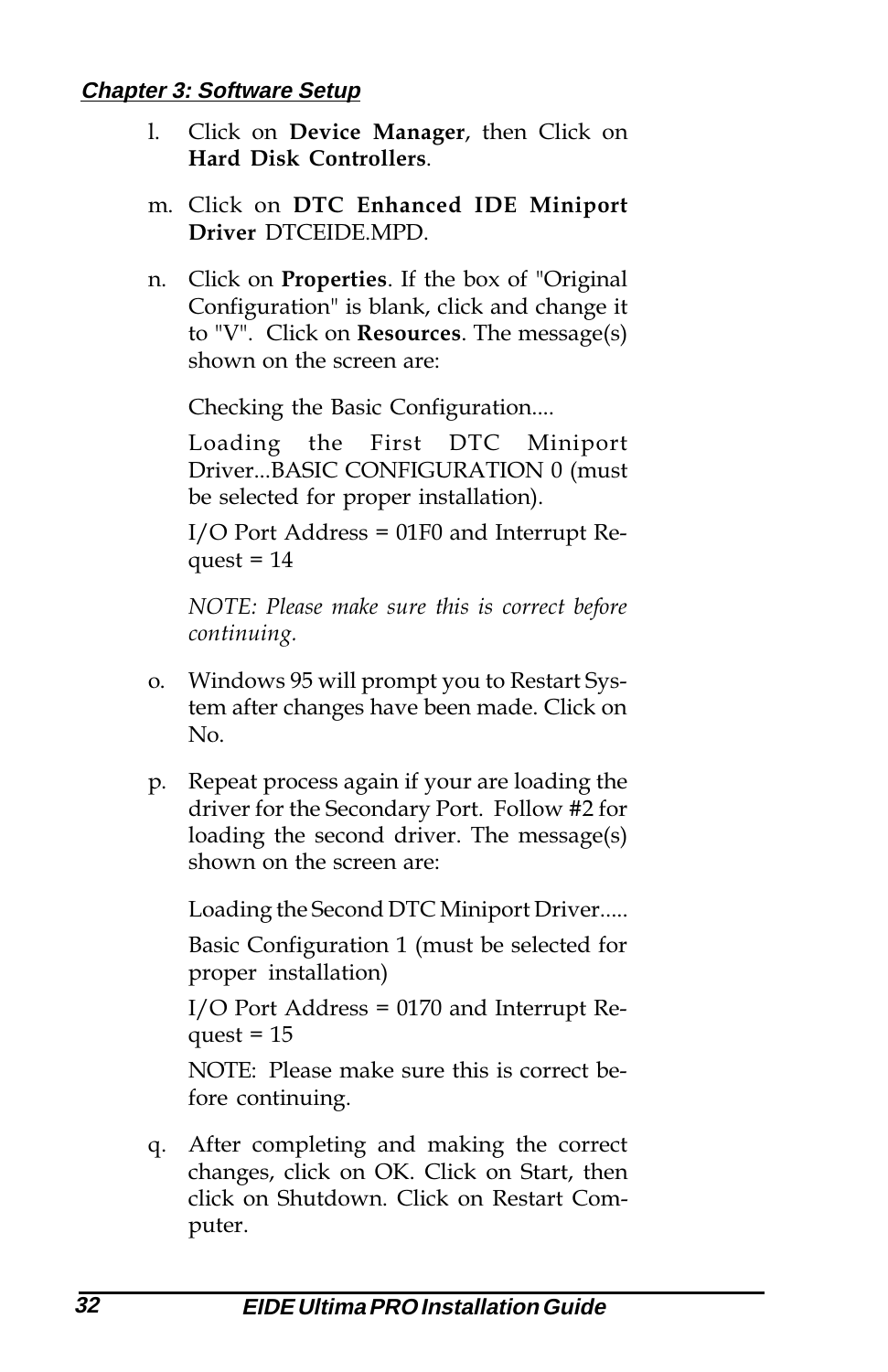l. Click on **Device Manager**, then Click on **Hard Disk Controllers**.

m. Click on **DTC Enhanced IDE Miniport Driver** DTCEIDE.MPD.

n. Click on **Properties**. If the box of "Original Configuration" is blank, click and change it to "V". Click on **Resources**. The message(s) shown on the screen are:

   Checking the Basic Configuration....

   Loading the First DTC Miniport Driver...BASIC CONFIGURATION 0 (must be selected for proper installation).

   I/O Port Address = 01F0 and Interrupt Request = 14

   *NOTE: Please make sure this is correct before continuing.*

o. Windows 95 will prompt you to Restart System after changes have been made. Click on No.

p. Repeat process again if your are loading the driver for the Secondary Port. Follow #2 for loading the second driver. The message(s) shown on the screen are:

   Loading the Second DTC Miniport Driver.....

   Basic Configuration 1 (must be selected for proper installation)

   I/O Port Address = 0170 and Interrupt Request = 15

   NOTE: Please make sure this is correct before continuing.

q. After completing and making the correct changes, click on OK. Click on Start, then click on Shutdown. Click on Restart Computer.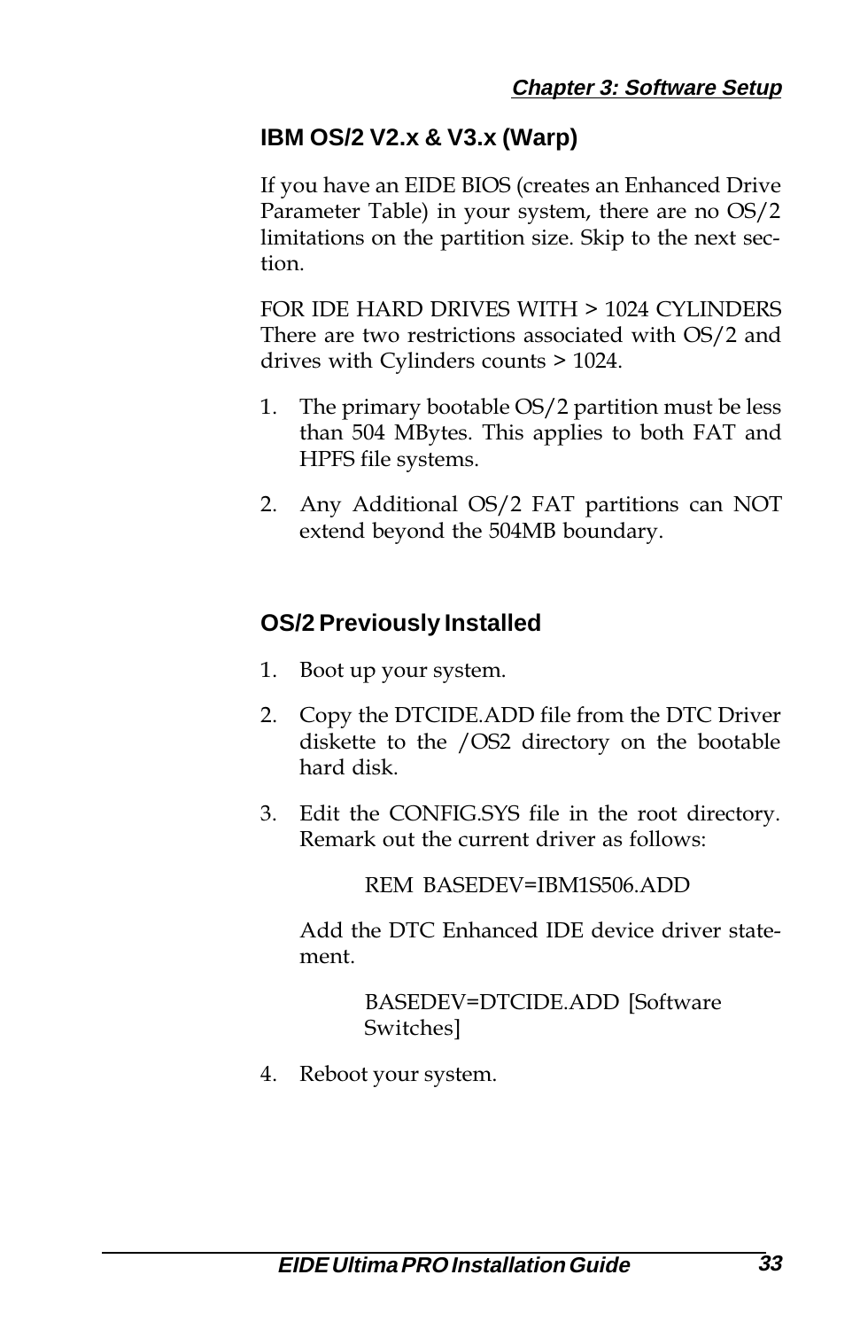## IBM OS/2 V2.x & V3.x (Warp)

If you have an EIDE BIOS (creates an Enhanced Drive Parameter Table) in your system, there are no OS/2 limitations on the partition size. Skip to the next section.

FOR IDE HARD DRIVES WITH > 1024 CYLINDERS There are two restrictions associated with OS/2 and drives with Cylinders counts > 1024.

1. The primary bootable OS/2 partition must be less than 504 MBytes. This applies to both FAT and HPFS file systems.
2. Any Additional OS/2 FAT partitions can NOT extend beyond the 504MB boundary.

## OS/2 Previously Installed

1. Boot up your system.
2. Copy the DTCIDE.ADD file from the DTC Driver diskette to the /OS2 directory on the bootable hard disk.
3. Edit the CONFIG.SYS file in the root directory. Remark out the current driver as follows:

   REM BASEDEV=IBM1S506.ADD

   Add the DTC Enhanced IDE device driver statement.

   BASEDEV=DTCIDE.ADD [Software Switches]

4. Reboot your system.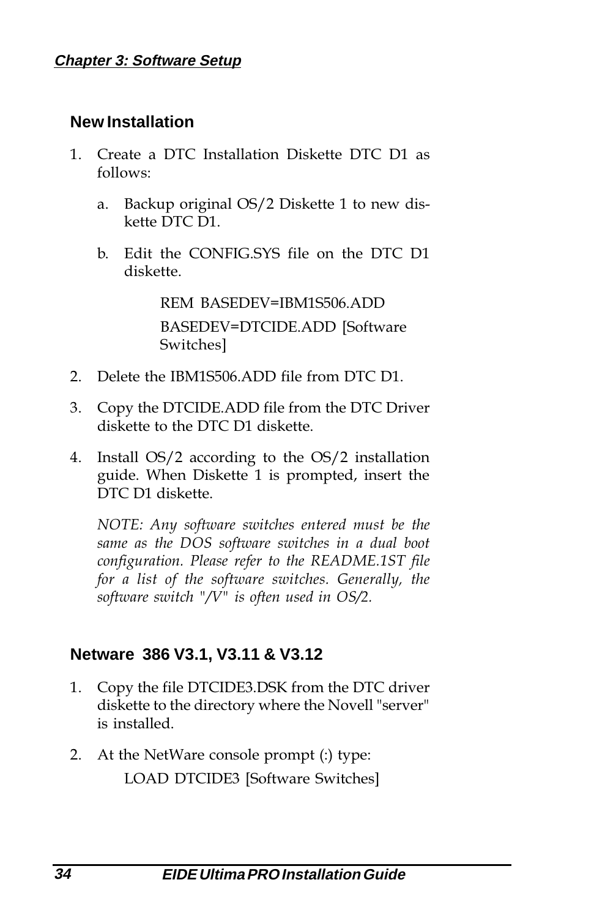## New Installation

1. Create a DTC Installation Diskette DTC D1 as follows:

   a. Backup original OS/2 Diskette 1 to new diskette DTC D1.

   b. Edit the CONFIG.SYS file on the DTC D1 diskette.

      REM BASEDEV=IBM1S506.ADD

      BASEDEV=DTCIDE.ADD [Software Switches]

2. Delete the IBM1S506.ADD file from DTC D1.

3. Copy the DTCIDE.ADD file from the DTC Driver diskette to the DTC D1 diskette.

4. Install OS/2 according to the OS/2 installation guide. When Diskette 1 is prompted, insert the DTC D1 diskette.

   *NOTE: Any software switches entered must be the same as the DOS software switches in a dual boot configuration. Please refer to the README.1ST file for a list of the software switches. Generally, the software switch "/V" is often used in OS/2.*

## Netware 386 V3.1, V3.11 & V3.12

1. Copy the file DTCIDE3.DSK from the DTC driver diskette to the directory where the Novell "server" is installed.

2. At the NetWare console prompt (:) type:

   LOAD DTCIDE3 [Software Switches]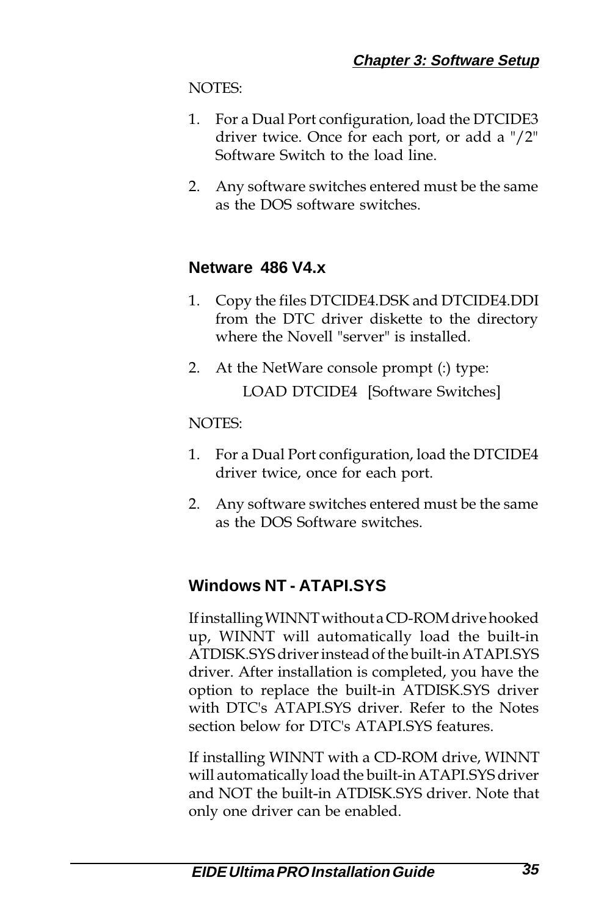NOTES:

1. For a Dual Port configuration, load the DTCIDE3 driver twice. Once for each port, or add a "/2" Software Switch to the load line.

2. Any software switches entered must be the same as the DOS software switches.

## Netware 486 V4.x

1. Copy the files DTCIDE4.DSK and DTCIDE4.DDI from the DTC driver diskette to the directory where the Novell "server" is installed.

2. At the NetWare console prompt (:) type:

   LOAD DTCIDE4 [Software Switches]

NOTES:

1. For a Dual Port configuration, load the DTCIDE4 driver twice, once for each port.

2. Any software switches entered must be the same as the DOS Software switches.

## Windows NT - ATAPI.SYS

If installing WINNT without a CD-ROM drive hooked up, WINNT will automatically load the built-in ATDISK.SYS driver instead of the built-in ATAPI.SYS driver. After installation is completed, you have the option to replace the built-in ATDISK.SYS driver with DTC's ATAPI.SYS driver. Refer to the Notes section below for DTC's ATAPI.SYS features.

If installing WINNT with a CD-ROM drive, WINNT will automatically load the built-in ATAPI.SYS driver and NOT the built-in ATDISK.SYS driver. Note that only one driver can be enabled.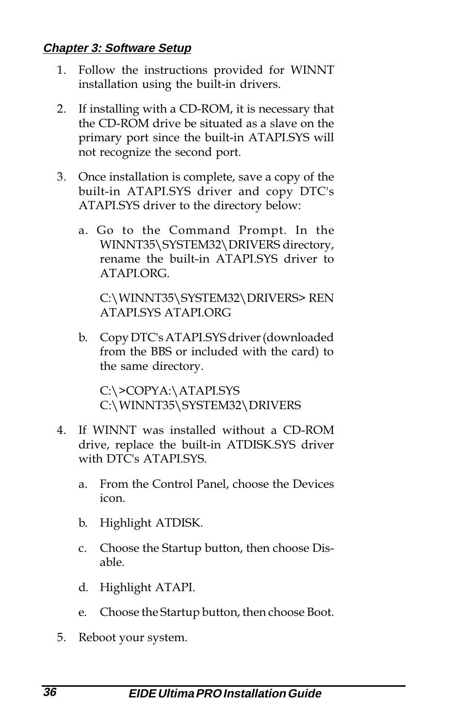1. Follow the instructions provided for WINNT installation using the built-in drivers.

2. If installing with a CD-ROM, it is necessary that the CD-ROM drive be situated as a slave on the primary port since the built-in ATAPI.SYS will not recognize the second port.

3. Once installation is complete, save a copy of the built-in ATAPI.SYS driver and copy DTC's ATAPI.SYS driver to the directory below:

   a. Go to the Command Prompt. In the WINNT35\SYSTEM32\DRIVERS directory, rename the built-in ATAPI.SYS driver to ATAPI.ORG.

      C:\WINNT35\SYSTEM32\DRIVERS> REN ATAPI.SYS ATAPI.ORG

   b. Copy DTC's ATAPI.SYS driver (downloaded from the BBS or included with the card) to the same directory.

      C:\>COPYA:\ATAPI.SYS C:\WINNT35\SYSTEM32\DRIVERS

4. If WINNT was installed without a CD-ROM drive, replace the built-in ATDISK.SYS driver with DTC's ATAPI.SYS.

   a. From the Control Panel, choose the Devices icon.

   b. Highlight ATDISK.

   c. Choose the Startup button, then choose Disable.

   d. Highlight ATAPI.

   e. Choose the Startup button, then choose Boot.

5. Reboot your system.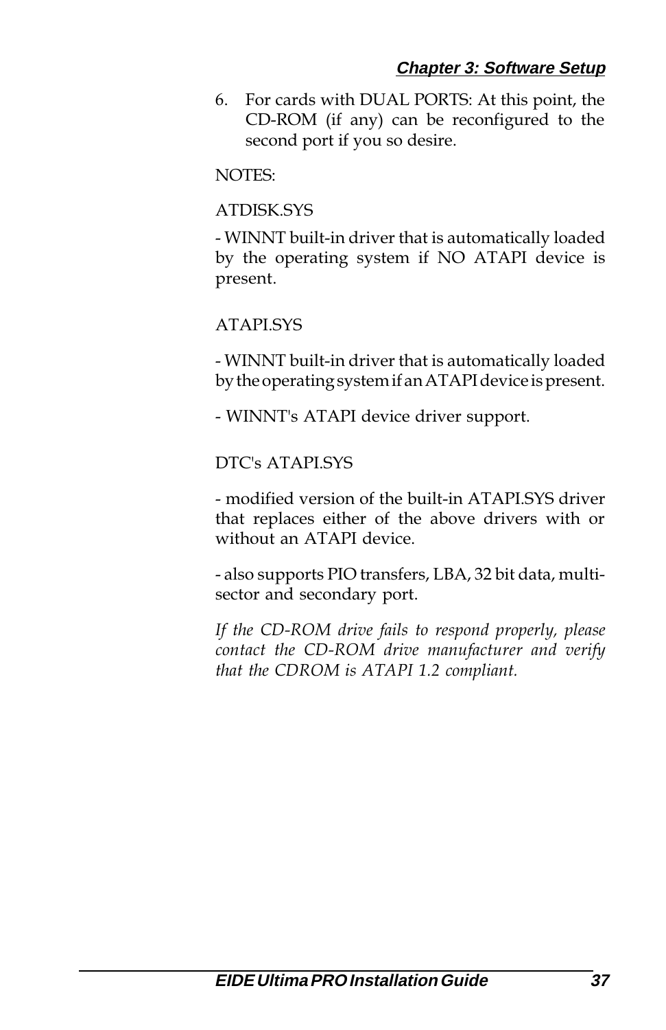6. For cards with DUAL PORTS: At this point, the CD-ROM (if any) can be reconfigured to the second port if you so desire.

NOTES:

ATDISK.SYS

- WINNT built-in driver that is automatically loaded by the operating system if NO ATAPI device is present.

ATAPI.SYS

- WINNT built-in driver that is automatically loaded by the operating system if an ATAPI device is present.

- WINNT's ATAPI device driver support.

DTC's ATAPI.SYS

- modified version of the built-in ATAPI.SYS driver that replaces either of the above drivers with or without an ATAPI device.

- also supports PIO transfers, LBA, 32 bit data, multi-sector and secondary port.

*If the CD-ROM drive fails to respond properly, please contact the CD-ROM drive manufacturer and verify that the CDROM is ATAPI 1.2 compliant.*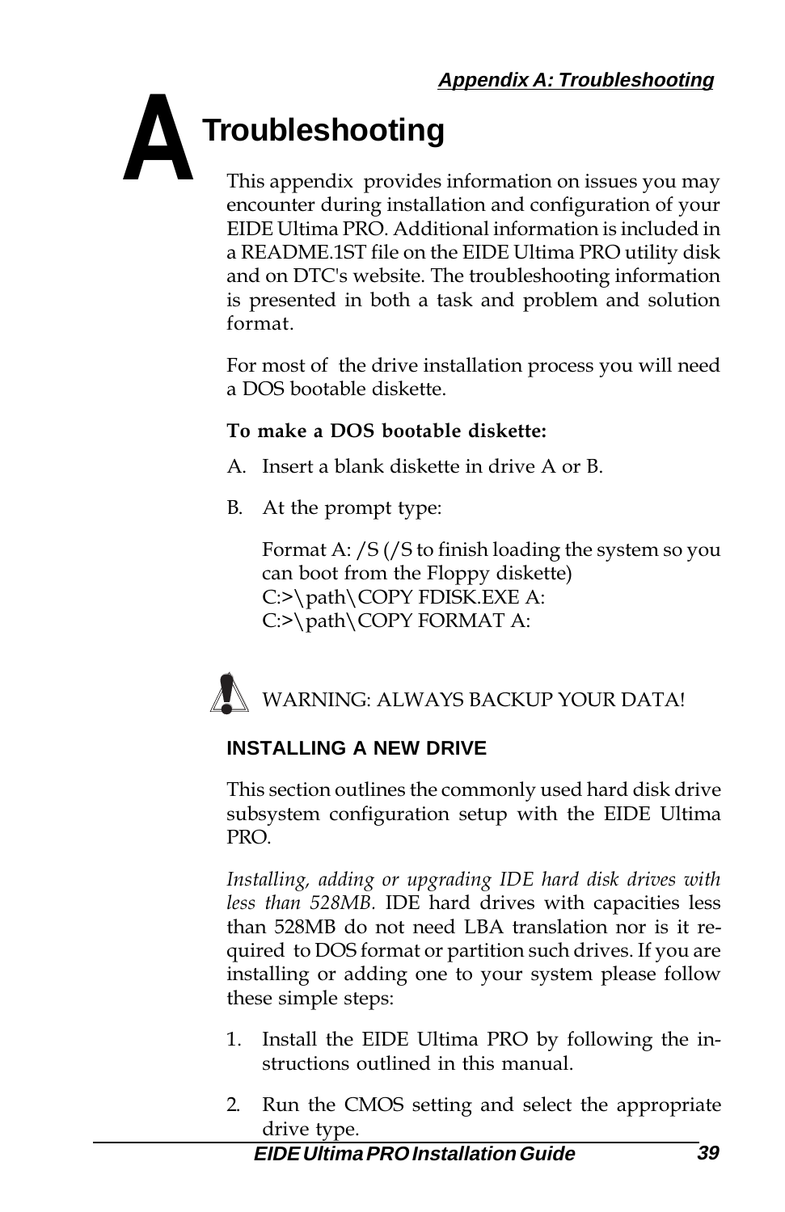# A Troubleshooting

This appendix provides information on issues you may encounter during installation and configuration of your EIDE Ultima PRO. Additional information is included in a README.1ST file on the EIDE Ultima PRO utility disk and on DTC's website. The troubleshooting information is presented in both a task and problem and solution format.

For most of the drive installation process you will need a DOS bootable diskette.

**To make a DOS bootable diskette:**

A. Insert a blank diskette in drive A or B.

B. At the prompt type:

   Format A: /S (/S to finish loading the system so you can boot from the Floppy diskette)
   C:>\path\COPY FDISK.EXE A:
   C:>\path\COPY FORMAT A:

WARNING: ALWAYS BACKUP YOUR DATA!

## INSTALLING A NEW DRIVE

This section outlines the commonly used hard disk drive subsystem configuration setup with the EIDE Ultima PRO.

*Installing, adding or upgrading IDE hard disk drives with less than 528MB.* IDE hard drives with capacities less than 528MB do not need LBA translation nor is it required to DOS format or partition such drives. If you are installing or adding one to your system please follow these simple steps:

1. Install the EIDE Ultima PRO by following the instructions outlined in this manual.

2. Run the CMOS setting and select the appropriate drive type.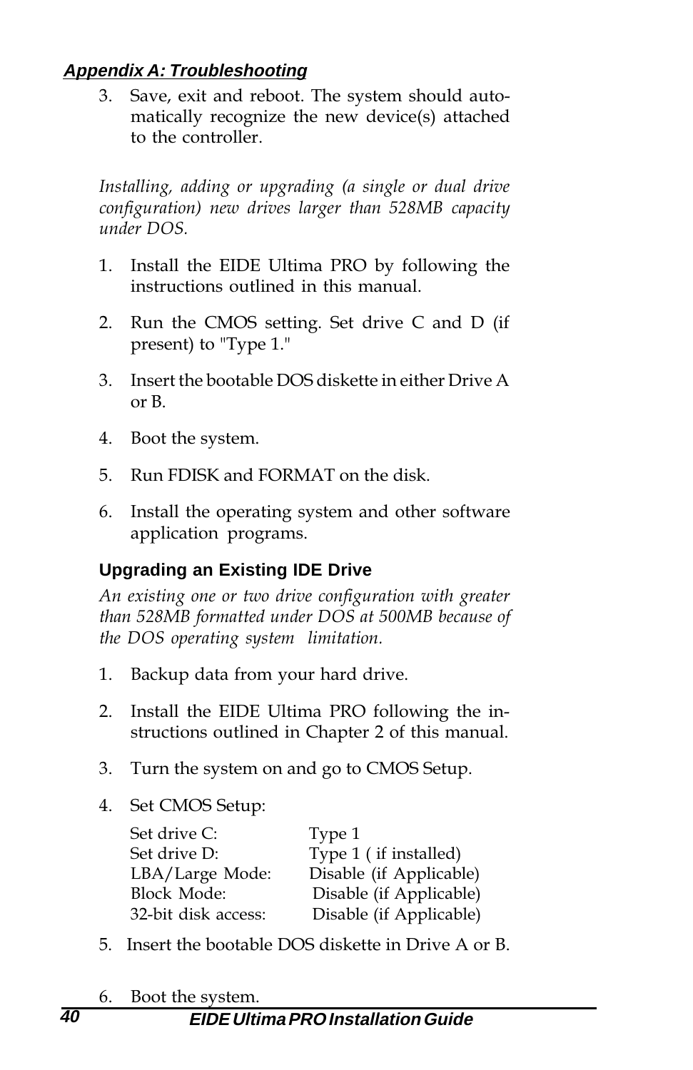3. Save, exit and reboot. The system should automatically recognize the new device(s) attached to the controller.

*Installing, adding or upgrading (a single or dual drive configuration) new drives larger than 528MB capacity under DOS.*

1. Install the EIDE Ultima PRO by following the instructions outlined in this manual.

2. Run the CMOS setting. Set drive C and D (if present) to "Type 1."

3. Insert the bootable DOS diskette in either Drive A or B.

4. Boot the system.

5. Run FDISK and FORMAT on the disk.

6. Install the operating system and other software application programs.

### Upgrading an Existing IDE Drive

*An existing one or two drive configuration with greater than 528MB formatted under DOS at 500MB because of the DOS operating system limitation.*

1. Backup data from your hard drive.

2. Install the EIDE Ultima PRO following the instructions outlined in Chapter 2 of this manual.

3. Turn the system on and go to CMOS Setup.

4. Set CMOS Setup:

| | |
|---|---|
| Set drive C: | Type 1 |
| Set drive D: | Type 1 ( if installed) |
| LBA/Large Mode: | Disable (if Applicable) |
| Block Mode: | Disable (if Applicable) |
| 32-bit disk access: | Disable (if Applicable) |

5. Insert the bootable DOS diskette in Drive A or B.

6. Boot the system.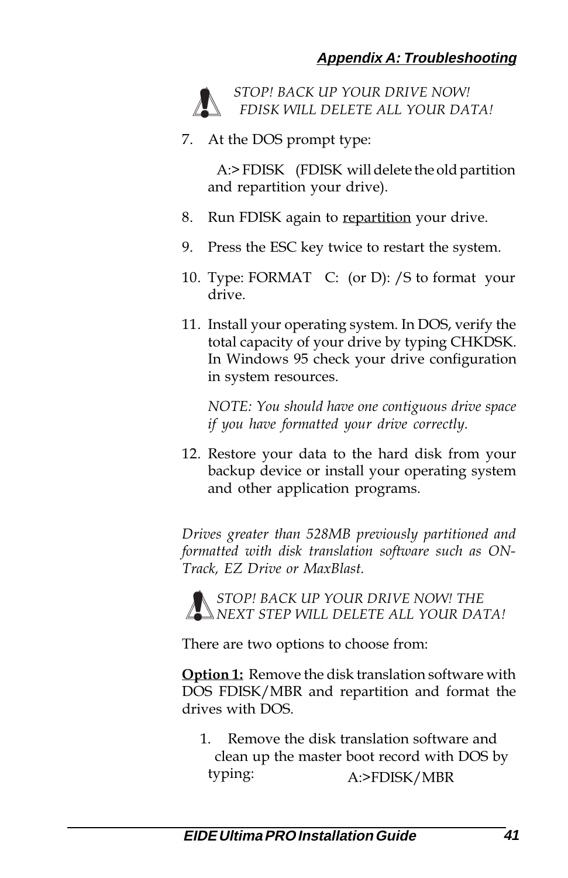*STOP! BACK UP YOUR DRIVE NOW!*
*FDISK WILL DELETE ALL YOUR DATA!*

7. At the DOS prompt type:

   A:> FDISK (FDISK will delete the old partition and repartition your drive).

8. Run FDISK again to <u>repartition</u> your drive.

9. Press the ESC key twice to restart the system.

10. Type: FORMAT C: (or D): /S to format your drive.

11. Install your operating system. In DOS, verify the total capacity of your drive by typing CHKDSK. In Windows 95 check your drive configuration in system resources.

    *NOTE: You should have one contiguous drive space if you have formatted your drive correctly.*

12. Restore your data to the hard disk from your backup device or install your operating system and other application programs.

*Drives greater than 528MB previously partitioned and formatted with disk translation software such as ON-Track, EZ Drive or MaxBlast.*

*STOP! BACK UP YOUR DRIVE NOW! THE NEXT STEP WILL DELETE ALL YOUR DATA!*

There are two options to choose from:

**<u>Option 1:</u>** Remove the disk translation software with DOS FDISK/MBR and repartition and format the drives with DOS.

1. Remove the disk translation software and clean up the master boot record with DOS by typing: A:>FDISK/MBR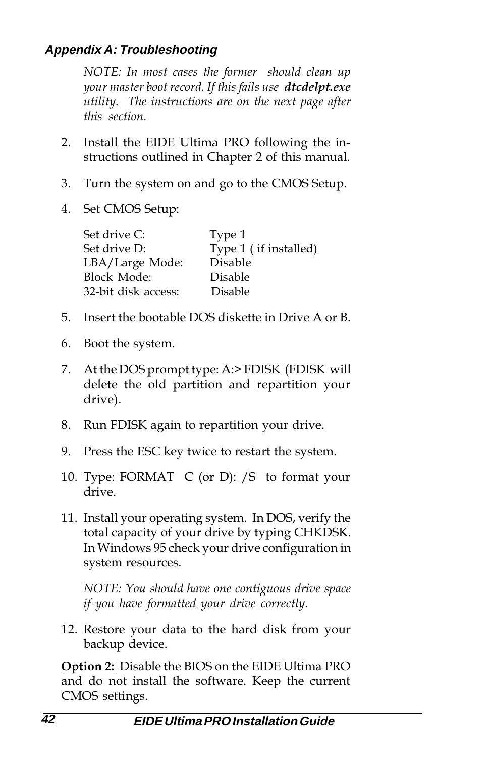*NOTE: In most cases the former should clean up your master boot record. If this fails use* ***dtcdelpt.exe*** *utility. The instructions are on the next page after this section.*

2. Install the EIDE Ultima PRO following the instructions outlined in Chapter 2 of this manual.

3. Turn the system on and go to the CMOS Setup.

4. Set CMOS Setup:

| | |
|---|---|
| Set drive C: | Type 1 |
| Set drive D: | Type 1 ( if installed) |
| LBA/Large Mode: | Disable |
| Block Mode: | Disable |
| 32-bit disk access: | Disable |

5. Insert the bootable DOS diskette in Drive A or B.

6. Boot the system.

7. At the DOS prompt type: A:> FDISK (FDISK will delete the old partition and repartition your drive).

8. Run FDISK again to repartition your drive.

9. Press the ESC key twice to restart the system.

10. Type: FORMAT C (or D): /S to format your drive.

11. Install your operating system. In DOS, verify the total capacity of your drive by typing CHKDSK. In Windows 95 check your drive configuration in system resources.

    *NOTE: You should have one contiguous drive space if you have formatted your drive correctly.*

12. Restore your data to the hard disk from your backup device.

**Option 2:** Disable the BIOS on the EIDE Ultima PRO and do not install the software. Keep the current CMOS settings.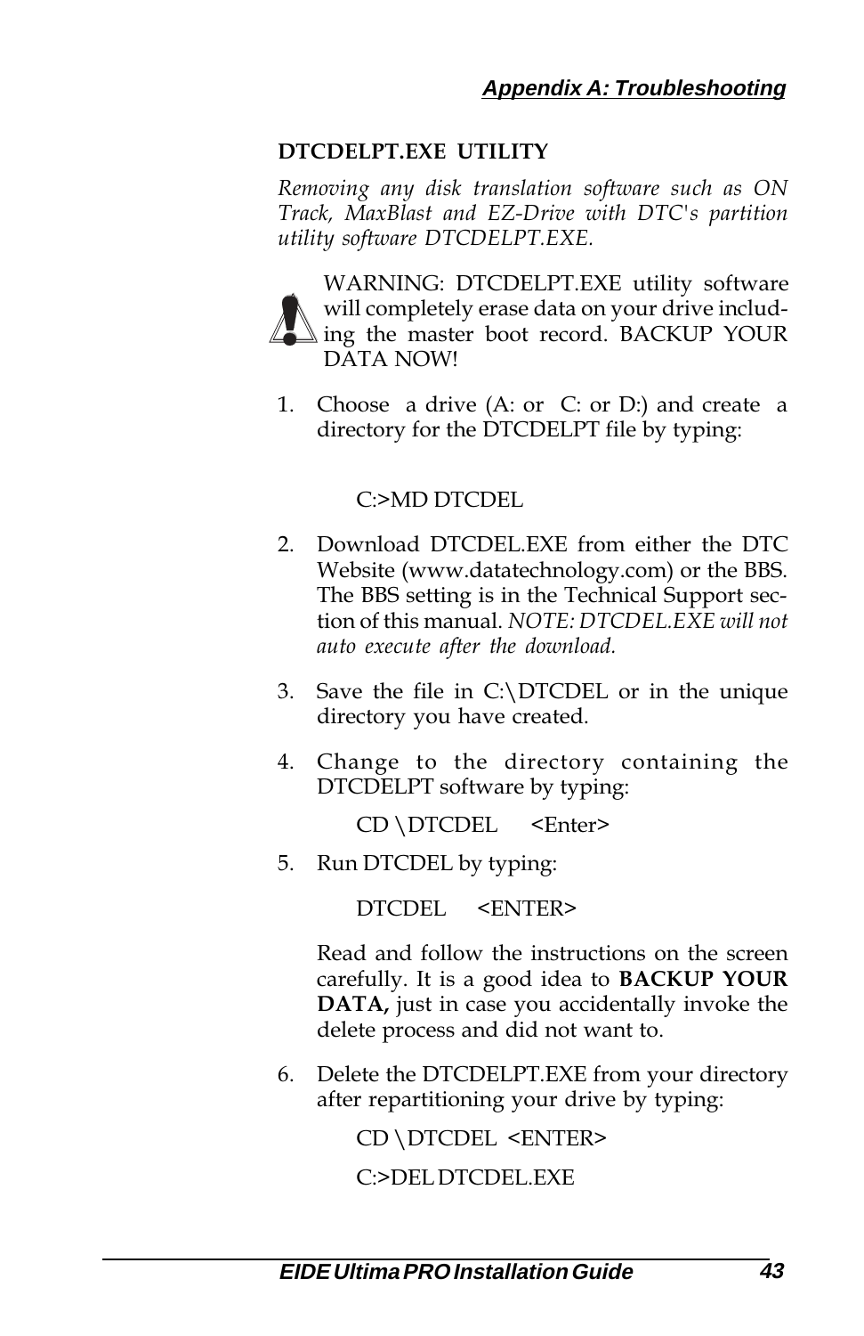## DTCDELPT.EXE UTILITY

*Removing any disk translation software such as ON Track, MaxBlast and EZ-Drive with DTC's partition utility software DTCDELPT.EXE.*

WARNING: DTCDELPT.EXE utility software will completely erase data on your drive including the master boot record. BACKUP YOUR DATA NOW!

1. Choose a drive (A: or C: or D:) and create a directory for the DTCDELPT file by typing:

   C:>MD DTCDEL

2. Download DTCDEL.EXE from either the DTC Website (www.datatechnology.com) or the BBS. The BBS setting is in the Technical Support section of this manual. *NOTE: DTCDEL.EXE will not auto execute after the download.*

3. Save the file in C:\DTCDEL or in the unique directory you have created.

4. Change to the directory containing the DTCDELPT software by typing:

   CD \DTCDEL &lt;Enter&gt;

5. Run DTCDEL by typing:

   DTCDEL &lt;ENTER&gt;

   Read and follow the instructions on the screen carefully. It is a good idea to **BACKUP YOUR DATA,** just in case you accidentally invoke the delete process and did not want to.

6. Delete the DTCDELPT.EXE from your directory after repartitioning your drive by typing:

   CD \DTCDEL &lt;ENTER&gt;

   C:>DEL DTCDEL.EXE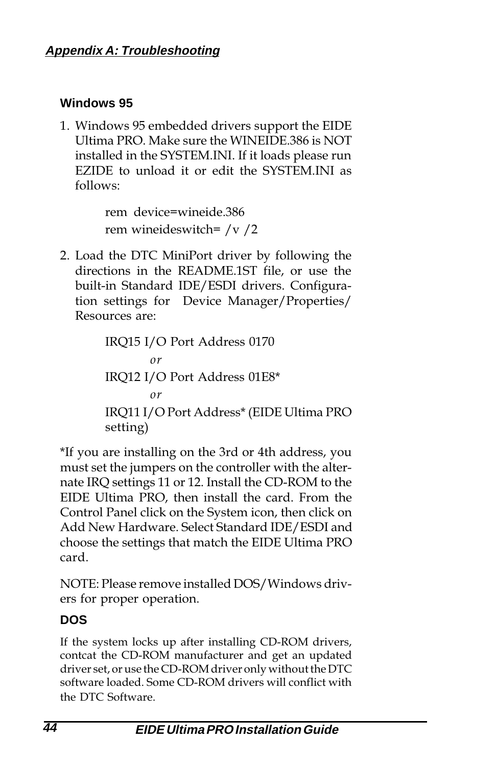## Windows 95

1. Windows 95 embedded drivers support the EIDE Ultima PRO. Make sure the WINEIDE.386 is NOT installed in the SYSTEM.INI. If it loads please run EZIDE to unload it or edit the SYSTEM.INI as follows:

   rem device=wineide.386
   rem wineideswitch= /v /2

2. Load the DTC MiniPort driver by following the directions in the README.1ST file, or use the built-in Standard IDE/ESDI drivers. Configuration settings for Device Manager/Properties/Resources are:

   IRQ15 I/O Port Address 0170

   *or*

   IRQ12 I/O Port Address 01E8*

   *or*

   IRQ11 I/O Port Address* (EIDE Ultima PRO setting)

*If you are installing on the 3rd or 4th address, you must set the jumpers on the controller with the alternate IRQ settings 11 or 12. Install the CD-ROM to the EIDE Ultima PRO, then install the card. From the Control Panel click on the System icon, then click on Add New Hardware. Select Standard IDE/ESDI and choose the settings that match the EIDE Ultima PRO card.

NOTE: Please remove installed DOS/Windows drivers for proper operation.

## DOS

If the system locks up after installing CD-ROM drivers, contcat the CD-ROM manufacturer and get an updated driver set, or use the CD-ROM driver only without the DTC software loaded. Some CD-ROM drivers will conflict with the DTC Software.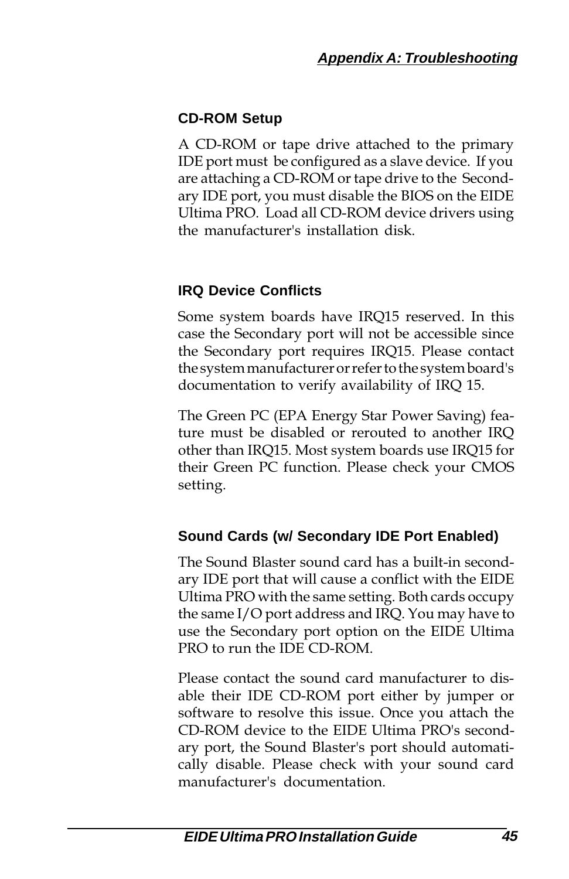### CD-ROM Setup

A CD-ROM or tape drive attached to the primary IDE port must be configured as a slave device. If you are attaching a CD-ROM or tape drive to the Secondary IDE port, you must disable the BIOS on the EIDE Ultima PRO. Load all CD-ROM device drivers using the manufacturer's installation disk.

### IRQ Device Conflicts

Some system boards have IRQ15 reserved. In this case the Secondary port will not be accessible since the Secondary port requires IRQ15. Please contact the system manufacturer or refer to the system board's documentation to verify availability of IRQ 15.

The Green PC (EPA Energy Star Power Saving) feature must be disabled or rerouted to another IRQ other than IRQ15. Most system boards use IRQ15 for their Green PC function. Please check your CMOS setting.

### Sound Cards (w/ Secondary IDE Port Enabled)

The Sound Blaster sound card has a built-in secondary IDE port that will cause a conflict with the EIDE Ultima PRO with the same setting. Both cards occupy the same I/O port address and IRQ. You may have to use the Secondary port option on the EIDE Ultima PRO to run the IDE CD-ROM.

Please contact the sound card manufacturer to disable their IDE CD-ROM port either by jumper or software to resolve this issue. Once you attach the CD-ROM device to the EIDE Ultima PRO's secondary port, the Sound Blaster's port should automatically disable. Please check with your sound card manufacturer's documentation.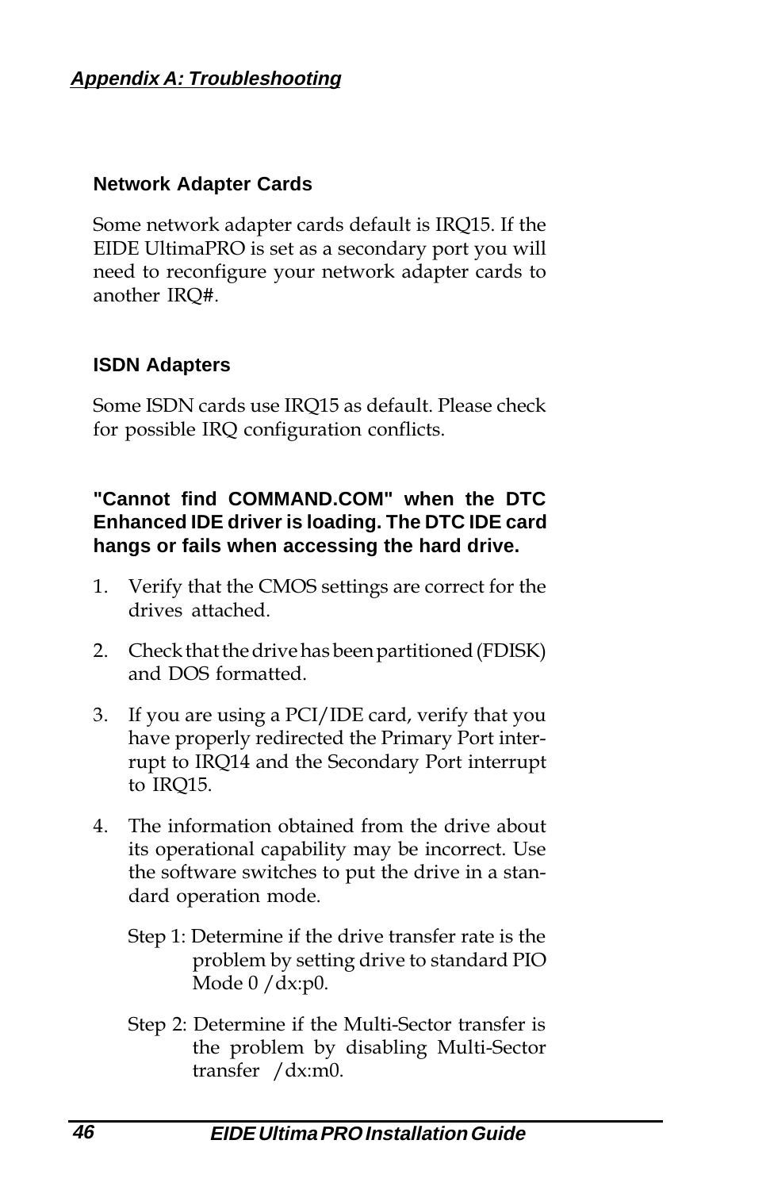### Network Adapter Cards

Some network adapter cards default is IRQ15. If the EIDE UltimaPRO is set as a secondary port you will need to reconfigure your network adapter cards to another IRQ#.

### ISDN Adapters

Some ISDN cards use IRQ15 as default. Please check for possible IRQ configuration conflicts.

### "Cannot find COMMAND.COM" when the DTC Enhanced IDE driver is loading. The DTC IDE card hangs or fails when accessing the hard drive.

1. Verify that the CMOS settings are correct for the drives attached.
2. Check that the drive has been partitioned (FDISK) and DOS formatted.
3. If you are using a PCI/IDE card, verify that you have properly redirected the Primary Port interrupt to IRQ14 and the Secondary Port interrupt to IRQ15.
4. The information obtained from the drive about its operational capability may be incorrect. Use the software switches to put the drive in a standard operation mode.

   Step 1: Determine if the drive transfer rate is the problem by setting drive to standard PIO Mode 0 /dx:p0.

   Step 2: Determine if the Multi-Sector transfer is the problem by disabling Multi-Sector transfer /dx:m0.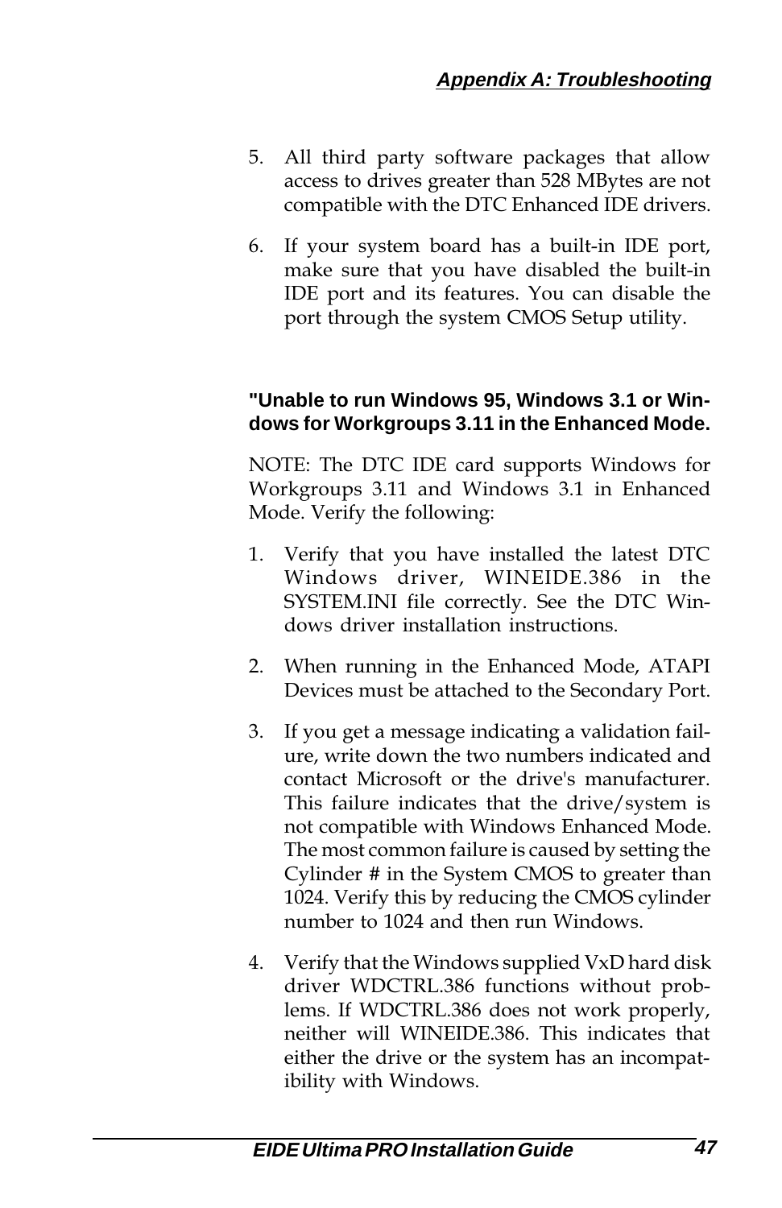5. All third party software packages that allow access to drives greater than 528 MBytes are not compatible with the DTC Enhanced IDE drivers.

6. If your system board has a built-in IDE port, make sure that you have disabled the built-in IDE port and its features. You can disable the port through the system CMOS Setup utility.

**"Unable to run Windows 95, Windows 3.1 or Windows for Workgroups 3.11 in the Enhanced Mode.**

NOTE: The DTC IDE card supports Windows for Workgroups 3.11 and Windows 3.1 in Enhanced Mode. Verify the following:

1. Verify that you have installed the latest DTC Windows driver, WINEIDE.386 in the SYSTEM.INI file correctly. See the DTC Windows driver installation instructions.

2. When running in the Enhanced Mode, ATAPI Devices must be attached to the Secondary Port.

3. If you get a message indicating a validation failure, write down the two numbers indicated and contact Microsoft or the drive's manufacturer. This failure indicates that the drive/system is not compatible with Windows Enhanced Mode. The most common failure is caused by setting the Cylinder # in the System CMOS to greater than 1024. Verify this by reducing the CMOS cylinder number to 1024 and then run Windows.

4. Verify that the Windows supplied VxD hard disk driver WDCTRL.386 functions without problems. If WDCTRL.386 does not work properly, neither will WINEIDE.386. This indicates that either the drive or the system has an incompatibility with Windows.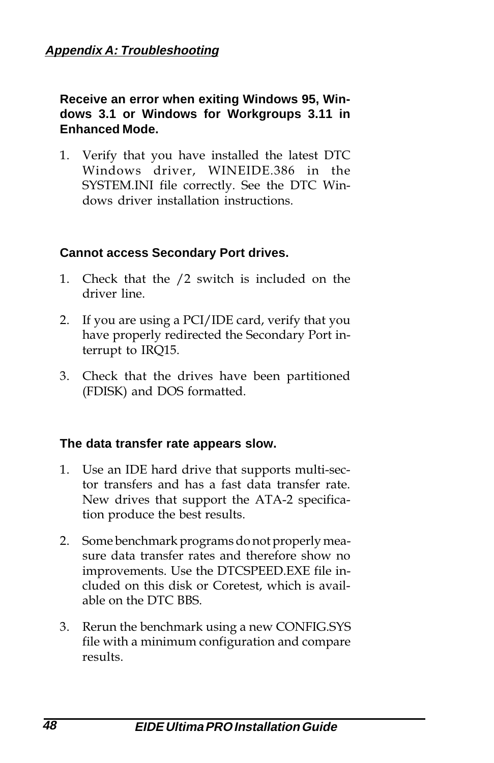### Receive an error when exiting Windows 95, Windows 3.1 or Windows for Workgroups 3.11 in Enhanced Mode.

1. Verify that you have installed the latest DTC Windows driver, WINEIDE.386 in the SYSTEM.INI file correctly. See the DTC Windows driver installation instructions.

### Cannot access Secondary Port drives.

1. Check that the /2 switch is included on the driver line.
2. If you are using a PCI/IDE card, verify that you have properly redirected the Secondary Port interrupt to IRQ15.
3. Check that the drives have been partitioned (FDISK) and DOS formatted.

### The data transfer rate appears slow.

1. Use an IDE hard drive that supports multi-sector transfers and has a fast data transfer rate. New drives that support the ATA-2 specification produce the best results.
2. Some benchmark programs do not properly measure data transfer rates and therefore show no improvements. Use the DTCSPEED.EXE file included on this disk or Coretest, which is available on the DTC BBS.
3. Rerun the benchmark using a new CONFIG.SYS file with a minimum configuration and compare results.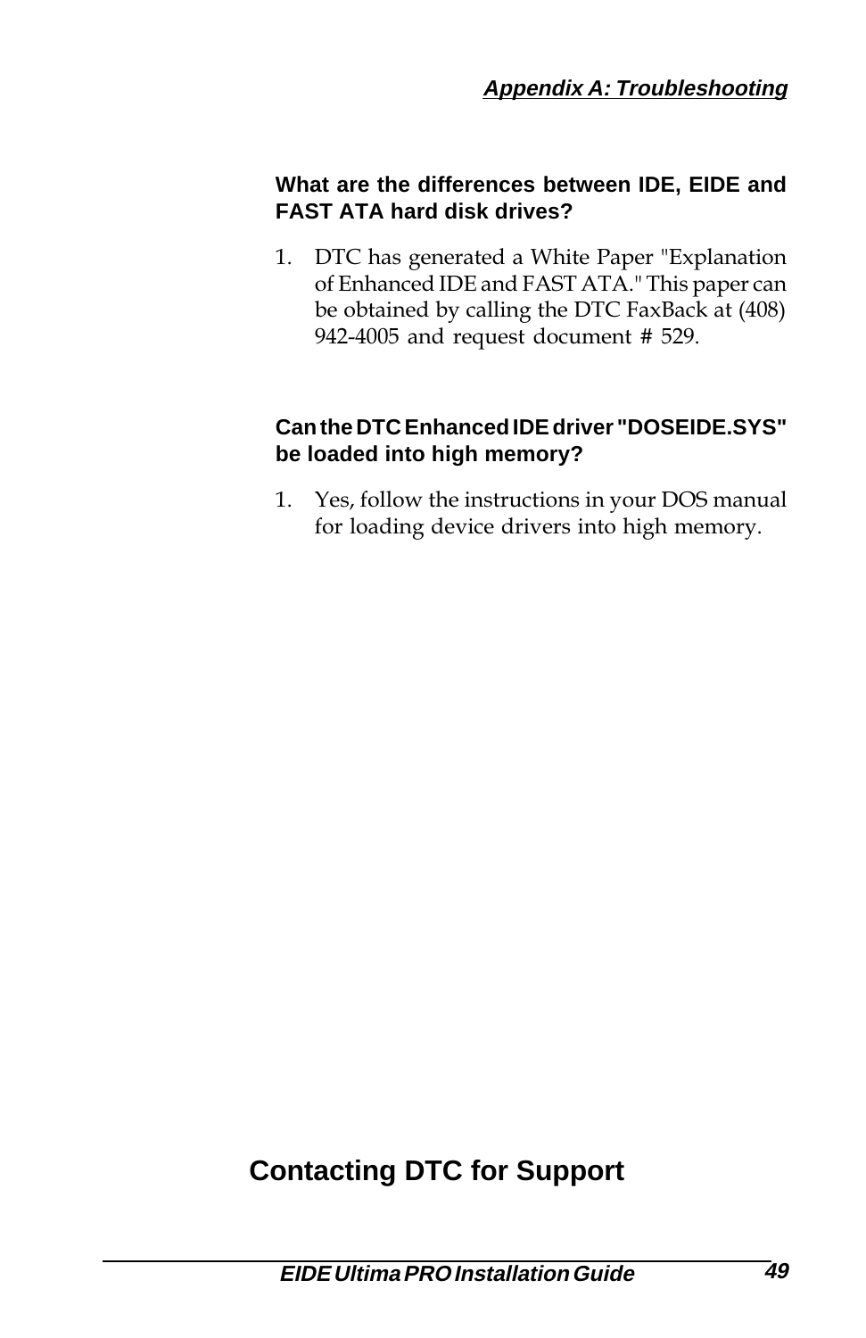### What are the differences between IDE, EIDE and FAST ATA hard disk drives?

1. DTC has generated a White Paper "Explanation of Enhanced IDE and FAST ATA." This paper can be obtained by calling the DTC FaxBack at (408) 942-4005 and request document # 529.

### Can the DTC Enhanced IDE driver "DOSEIDE.SYS" be loaded into high memory?

1. Yes, follow the instructions in your DOS manual for loading device drivers into high memory.

## Contacting DTC for Support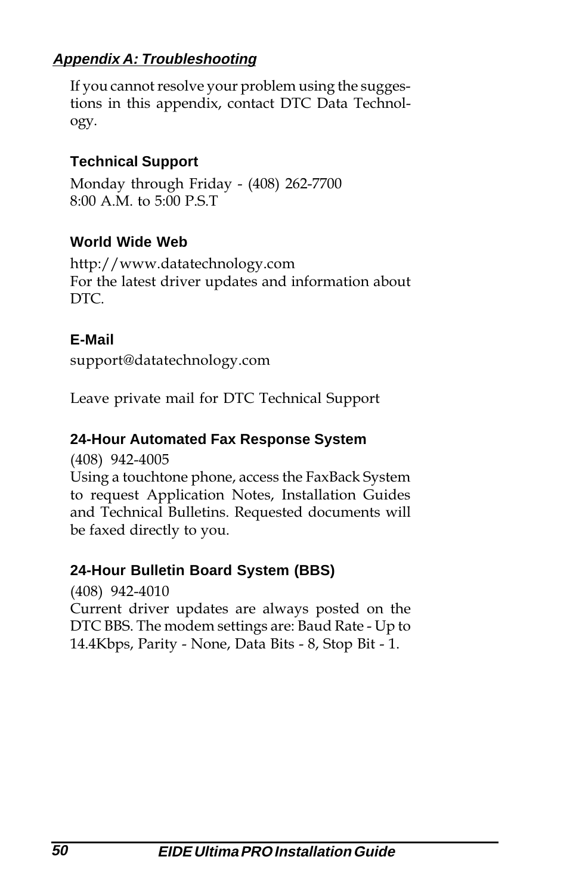## *Appendix A: Troubleshooting*

If you cannot resolve your problem using the suggestions in this appendix, contact DTC Data Technology.

### Technical Support

Monday through Friday - (408) 262-7700
8:00 A.M. to 5:00 P.S.T

### World Wide Web

http://www.datatechnology.com
For the latest driver updates and information about DTC.

### E-Mail

support@datatechnology.com

Leave private mail for DTC Technical Support

### 24-Hour Automated Fax Response System

(408) 942-4005
Using a touchtone phone, access the FaxBack System to request Application Notes, Installation Guides and Technical Bulletins. Requested documents will be faxed directly to you.

### 24-Hour Bulletin Board System (BBS)

(408) 942-4010
Current driver updates are always posted on the DTC BBS. The modem settings are: Baud Rate - Up to 14.4Kbps, Parity - None, Data Bits - 8, Stop Bit - 1.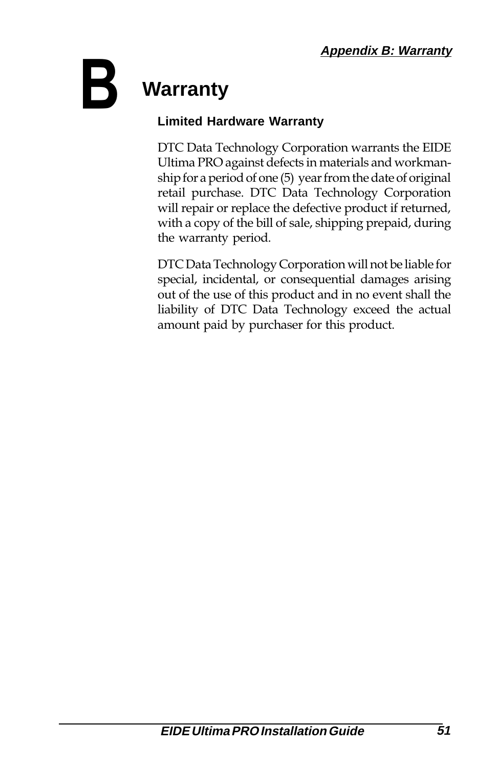# B Warranty

### Limited Hardware Warranty

DTC Data Technology Corporation warrants the EIDE Ultima PRO against defects in materials and workmanship for a period of one (5) year from the date of original retail purchase. DTC Data Technology Corporation will repair or replace the defective product if returned, with a copy of the bill of sale, shipping prepaid, during the warranty period.

DTC Data Technology Corporation will not be liable for special, incidental, or consequential damages arising out of the use of this product and in no event shall the liability of DTC Data Technology exceed the actual amount paid by purchaser for this product.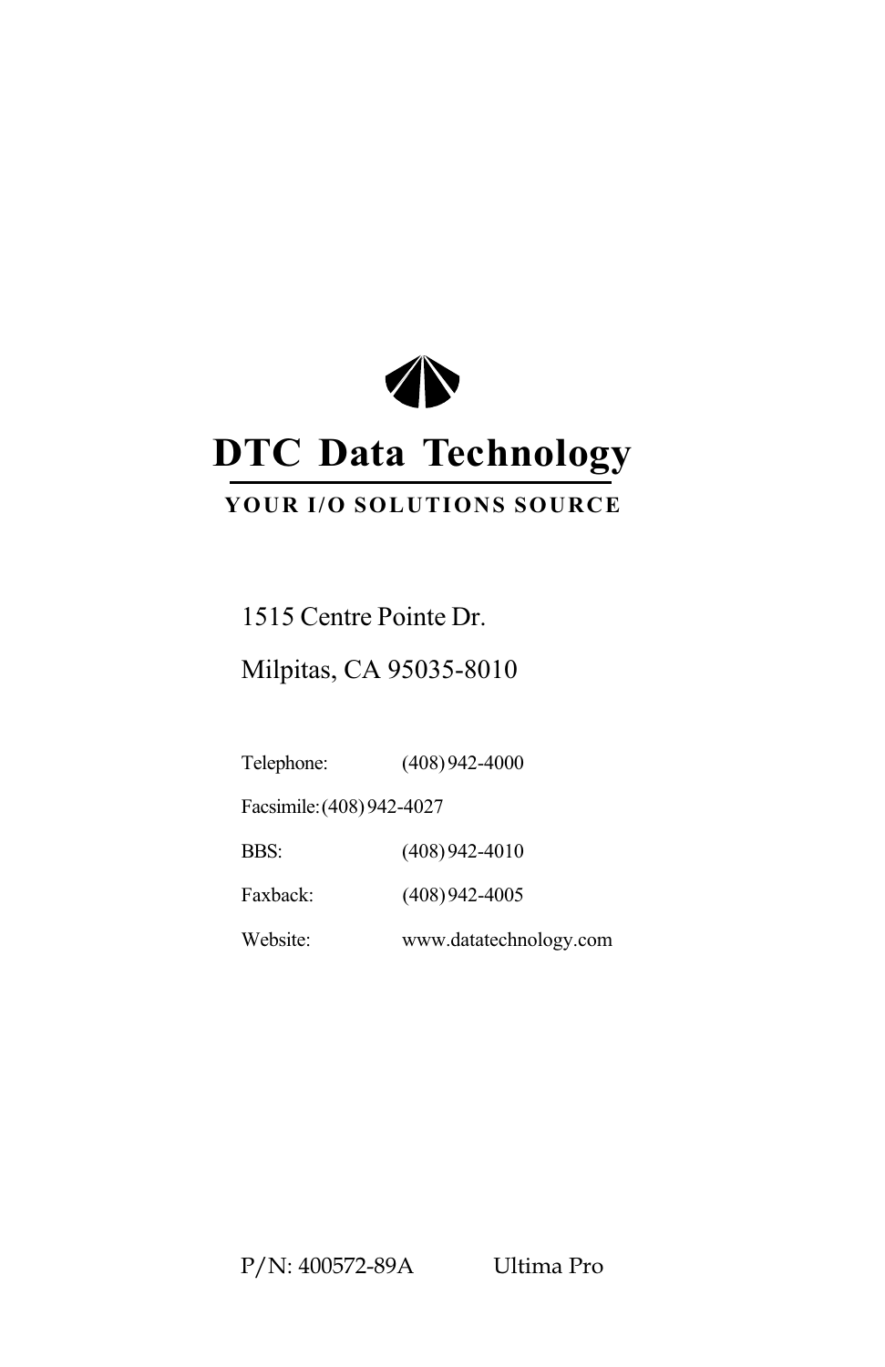# DTC Data Technology

**YOUR I/O SOLUTIONS SOURCE**

1515 Centre Pointe Dr.

Milpitas, CA 95035-8010

| | |
|---|---|
| Telephone: | (408) 942-4000 |
| Facsimile: | (408) 942-4027 |
| BBS: | (408) 942-4010 |
| Faxback: | (408) 942-4005 |
| Website: | www.datatechnology.com |

P/N: 400572-89A Ultima Pro